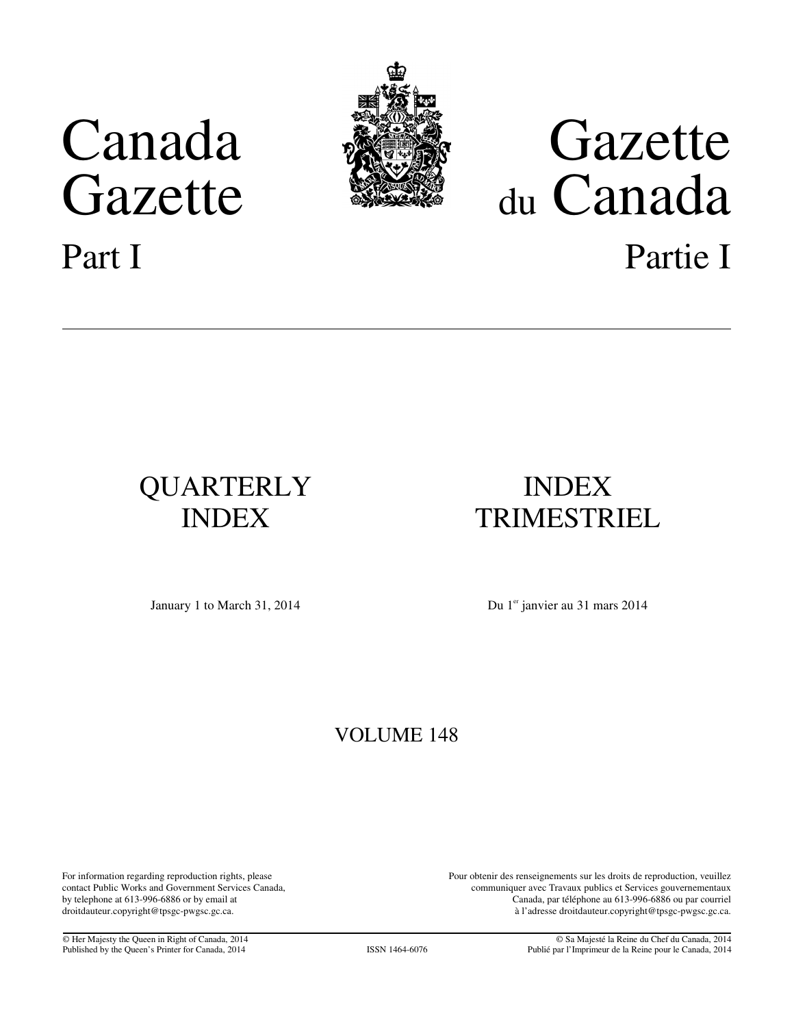# Canada Gazette

# Gazette du Canada

## Part I

## Partie I

## QUARTERLY INDEX

## INDEX TRIMESTRIEL

January 1 to March 31, 2014

Du 1er janvier au 31 mars 2014

## VOLUME 148

For information regarding reproduction rights, please contact Public Works and Government Services Canada, by telephone at 613-996-6886 or by email at droitdauteur.copyright@tpsgc-pwgsc.gc.ca.

Pour obtenir des renseignements sur les droits de reproduction, veuillez communiquer avec Travaux publics et Services gouvernementaux Canada, par téléphone au 613-996-6886 ou par courriel à l'adresse droitdauteur.copyright@tpsgc-pwgsc.gc.ca.

© Her Majesty the Queen in Right of Canada, 2014
Published by the Queen's Printer for Canada, 2014

ISSN 1464-6076

© Sa Majesté la Reine du Chef du Canada, 2014
Publié par l'Imprimeur de la Reine pour le Canada, 2014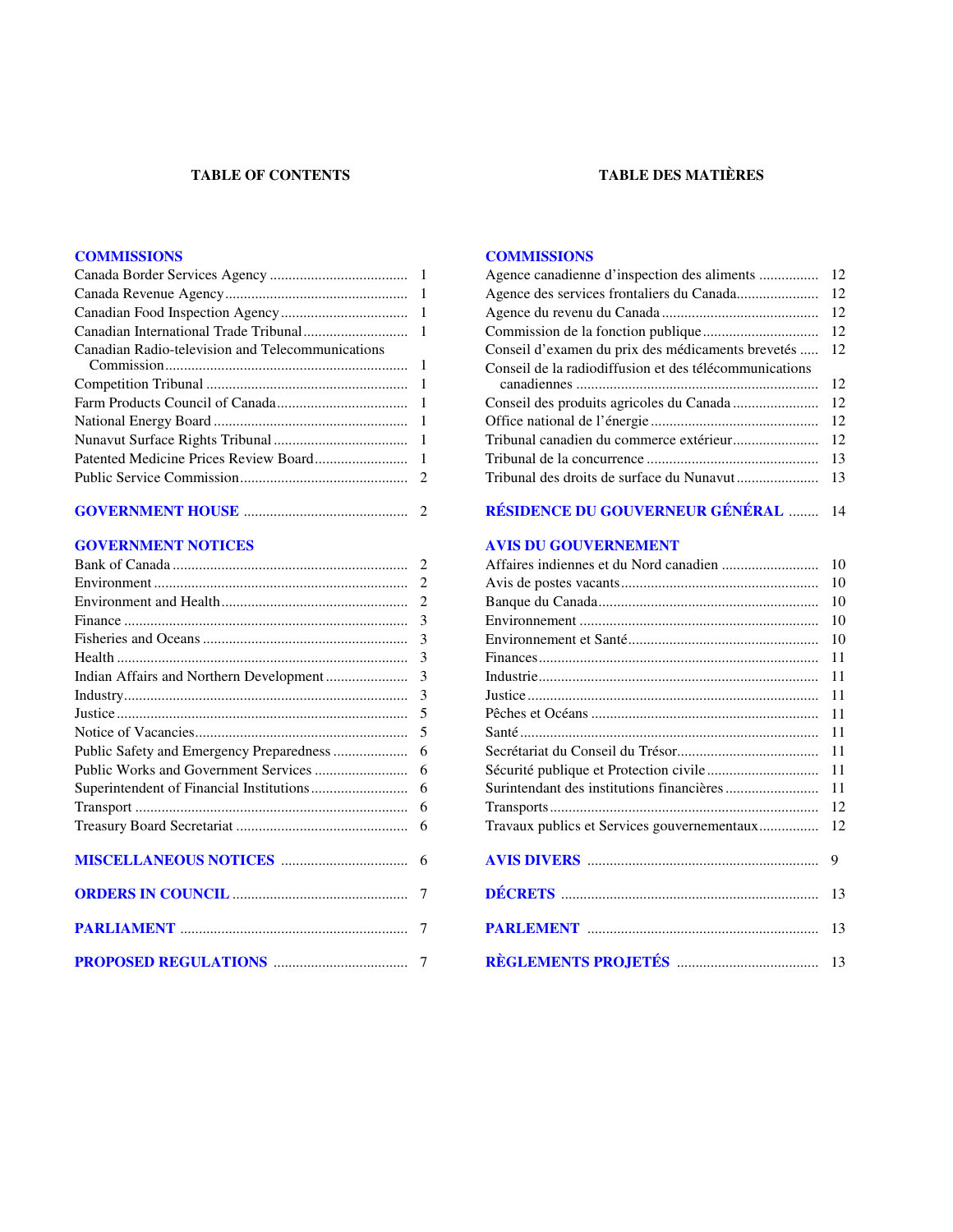## TABLE OF CONTENTS

### COMMISSIONS

| | |
|---|---|
| Canada Border Services Agency | 1 |
| Canada Revenue Agency | 1 |
| Canadian Food Inspection Agency | 1 |
| Canadian International Trade Tribunal | 1 |
| Canadian Radio-television and Telecommunications Commission | 1 |
| Competition Tribunal | 1 |
| Farm Products Council of Canada | 1 |
| National Energy Board | 1 |
| Nunavut Surface Rights Tribunal | 1 |
| Patented Medicine Prices Review Board | 1 |
| Public Service Commission | 2 |

### GOVERNMENT HOUSE ........ 2

### GOVERNMENT NOTICES

| | |
|---|---|
| Bank of Canada | 2 |
| Environment | 2 |
| Environment and Health | 2 |
| Finance | 3 |
| Fisheries and Oceans | 3 |
| Health | 3 |
| Indian Affairs and Northern Development | 3 |
| Industry | 3 |
| Justice | 5 |
| Notice of Vacancies | 5 |
| Public Safety and Emergency Preparedness | 6 |
| Public Works and Government Services | 6 |
| Superintendent of Financial Institutions | 6 |
| Transport | 6 |
| Treasury Board Secretariat | 6 |

### MISCELLANEOUS NOTICES ........ 6

### ORDERS IN COUNCIL ........ 7

### PARLIAMENT ........ 7

### PROPOSED REGULATIONS ........ 7

## TABLE DES MATIÈRES

### COMMISSIONS

| | |
|---|---|
| Agence canadienne d'inspection des aliments | 12 |
| Agence des services frontaliers du Canada | 12 |
| Agence du revenu du Canada | 12 |
| Commission de la fonction publique | 12 |
| Conseil d'examen du prix des médicaments brevetés | 12 |
| Conseil de la radiodiffusion et des télécommunications canadiennes | 12 |
| Conseil des produits agricoles du Canada | 12 |
| Office national de l'énergie | 12 |
| Tribunal canadien du commerce extérieur | 12 |
| Tribunal de la concurrence | 13 |
| Tribunal des droits de surface du Nunavut | 13 |

### RÉSIDENCE DU GOUVERNEUR GÉNÉRAL ........ 14

### AVIS DU GOUVERNEMENT

| | |
|---|---|
| Affaires indiennes et du Nord canadien | 10 |
| Avis de postes vacants | 10 |
| Banque du Canada | 10 |
| Environnement | 10 |
| Environnement et Santé | 10 |
| Finances | 11 |
| Industrie | 11 |
| Justice | 11 |
| Pêches et Océans | 11 |
| Santé | 11 |
| Secrétariat du Conseil du Trésor | 11 |
| Sécurité publique et Protection civile | 11 |
| Surintendant des institutions financières | 11 |
| Transports | 12 |
| Travaux publics et Services gouvernementaux | 12 |

### AVIS DIVERS ........ 9

### DÉCRETS ........ 13

### PARLEMENT ........ 13

### RÈGLEMENTS PROJETÉS ........ 13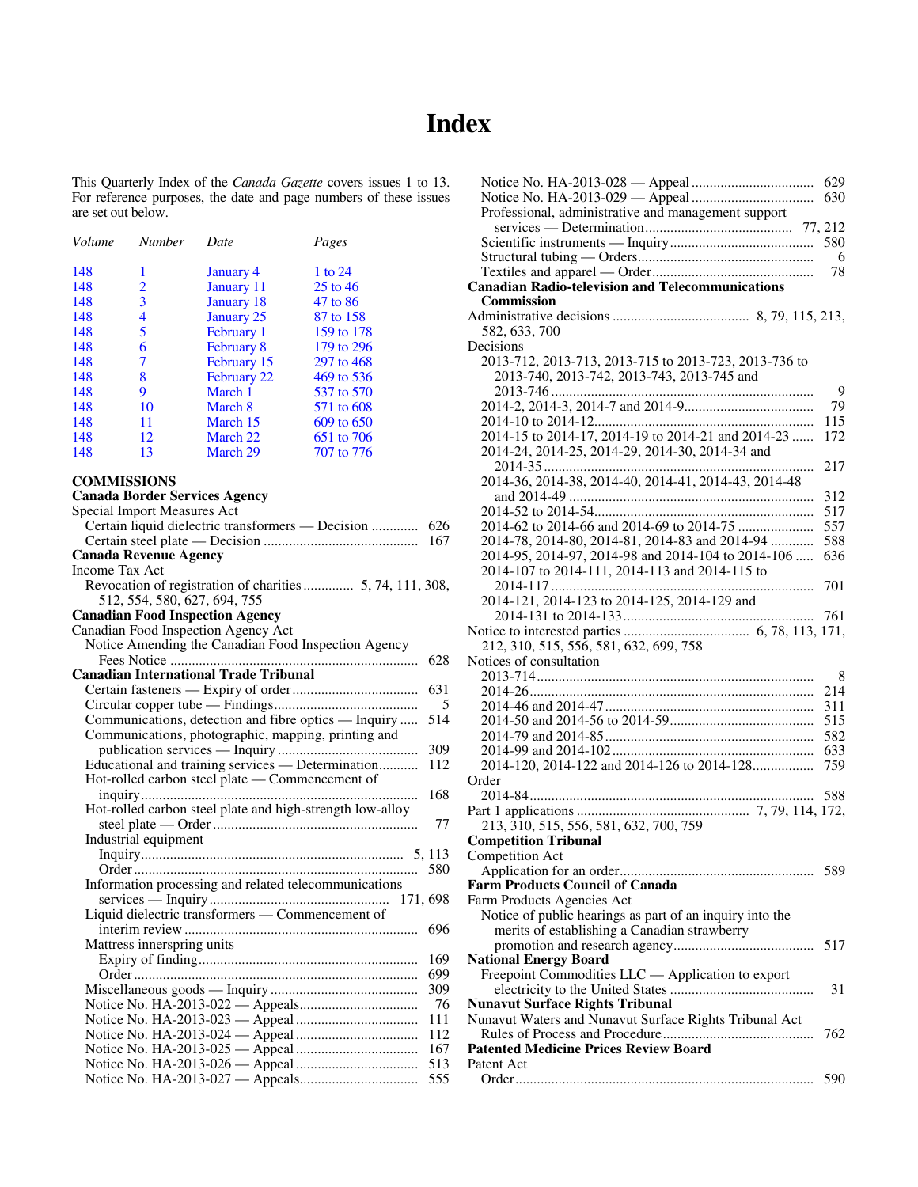# Index

This Quarterly Index of the *Canada Gazette* covers issues 1 to 13. For reference purposes, the date and page numbers of these issues are set out below.

| *Volume* | *Number* | *Date* | *Pages* |
|---|---|---|---|
| 148 | 1 | January 4 | 1 to 24 |
| 148 | 2 | January 11 | 25 to 46 |
| 148 | 3 | January 18 | 47 to 86 |
| 148 | 4 | January 25 | 87 to 158 |
| 148 | 5 | February 1 | 159 to 178 |
| 148 | 6 | February 8 | 179 to 296 |
| 148 | 7 | February 15 | 297 to 468 |
| 148 | 8 | February 22 | 469 to 536 |
| 148 | 9 | March 1 | 537 to 570 |
| 148 | 10 | March 8 | 571 to 608 |
| 148 | 11 | March 15 | 609 to 650 |
| 148 | 12 | March 22 | 651 to 706 |
| 148 | 13 | March 29 | 707 to 776 |

**COMMISSIONS**

**Canada Border Services Agency**

Special Import Measures Act
- Certain liquid dielectric transformers — Decision ............. 626
- Certain steel plate — Decision ........................................... 167

**Canada Revenue Agency**

Income Tax Act
- Revocation of registration of charities .............. 5, 74, 111, 308, 512, 554, 580, 627, 694, 755

**Canadian Food Inspection Agency**

Canadian Food Inspection Agency Act
- Notice Amending the Canadian Food Inspection Agency Fees Notice ..................................................................... 628

**Canadian International Trade Tribunal**

- Certain fasteners — Expiry of order ................................... 631
- Circular copper tube — Findings......................................... 5
- Communications, detection and fibre optics — Inquiry ..... 514
- Communications, photographic, mapping, printing and publication services — Inquiry ....................................... 309
- Educational and training services — Determination........... 112
- Hot-rolled carbon steel plate — Commencement of inquiry.............................................................................. 168
- Hot-rolled carbon steel plate and high-strength low-alloy steel plate — Order .......................................................... 77
- Industrial equipment
  - Inquiry......................................................................... 5, 113
  - Order ............................................................................... 580
- Information processing and related telecommunications services — Inquiry .................................................. 171, 698
- Liquid dielectric transformers — Commencement of interim review ................................................................. 696
- Mattress innerspring units
  - Expiry of finding............................................................ 169
  - Order .............................................................................. 699
- Miscellaneous goods — Inquiry ......................................... 309
- Notice No. HA-2013-022 — Appeals.................................. 76
- Notice No. HA-2013-023 — Appeal .................................. 111
- Notice No. HA-2013-024 — Appeal .................................. 112
- Notice No. HA-2013-025 — Appeal .................................. 167
- Notice No. HA-2013-026 — Appeal .................................. 513
- Notice No. HA-2013-027 — Appeals.................................. 555
- Notice No. HA-2013-028 — Appeal .................................. 629
- Notice No. HA-2013-029 — Appeal .................................. 630
- Professional, administrative and management support services — Determination......................................... 77, 212
- Scientific instruments — Inquiry........................................ 580
- Structural tubing — Orders.................................................. 6
- Textiles and apparel — Order.............................................. 78

**Canadian Radio-television and Telecommunications Commission**

Administrative decisions ...................................... 8, 79, 115, 213, 582, 633, 700

Decisions
- 2013-712, 2013-713, 2013-715 to 2013-723, 2013-736 to 2013-740, 2013-742, 2013-743, 2013-745 and 2013-746 ........................................................................... 9
- 2014-2, 2014-3, 2014-7 and 2014-9.................................... 79
- 2014-10 to 2014-12............................................................. 115
- 2014-15 to 2014-17, 2014-19 to 2014-21 and 2014-23 ...... 172
- 2014-24, 2014-25, 2014-29, 2014-30, 2014-34 and 2014-35 ........................................................................... 217
- 2014-36, 2014-38, 2014-40, 2014-41, 2014-43, 2014-48 and 2014-49 ................................................................... 312
- 2014-52 to 2014-54............................................................. 517
- 2014-62 to 2014-66 and 2014-69 to 2014-75 ..................... 557
- 2014-78, 2014-80, 2014-81, 2014-83 and 2014-94 ............ 588
- 2014-95, 2014-97, 2014-98 and 2014-104 to 2014-106 ..... 636
- 2014-107 to 2014-111, 2014-113 and 2014-115 to 2014-117 ......................................................................... 701
- 2014-121, 2014-123 to 2014-125, 2014-129 and 2014-131 to 2014-133 ..................................................... 761

Notice to interested parties ................................... 6, 78, 113, 171, 212, 310, 515, 556, 581, 632, 699, 758

Notices of consultation
- 2013-714 ............................................................................. 8
- 2014-26 ............................................................................... 214
- 2014-46 and 2014-47 .......................................................... 311
- 2014-50 and 2014-56 to 2014-59........................................ 515
- 2014-79 and 2014-85 .......................................................... 582
- 2014-99 and 2014-102 ........................................................ 633
- 2014-120, 2014-122 and 2014-126 to 2014-128................. 759

Order
- 2014-84 ............................................................................... 588

Part 1 applications ................................................ 7, 79, 114, 172, 213, 310, 515, 556, 581, 632, 700, 759

**Competition Tribunal**

Competition Act
- Application for an order...................................................... 589

**Farm Products Council of Canada**

Farm Products Agencies Act
- Notice of public hearings as part of an inquiry into the merits of establishing a Canadian strawberry promotion and research agency....................................... 517

**National Energy Board**

- Freepoint Commodities LLC — Application to export electricity to the United States ........................................ 31

**Nunavut Surface Rights Tribunal**

Nunavut Waters and Nunavut Surface Rights Tribunal Act
- Rules of Process and Procedure.......................................... 762

**Patented Medicine Prices Review Board**

Patent Act
- Order.................................................................................. 590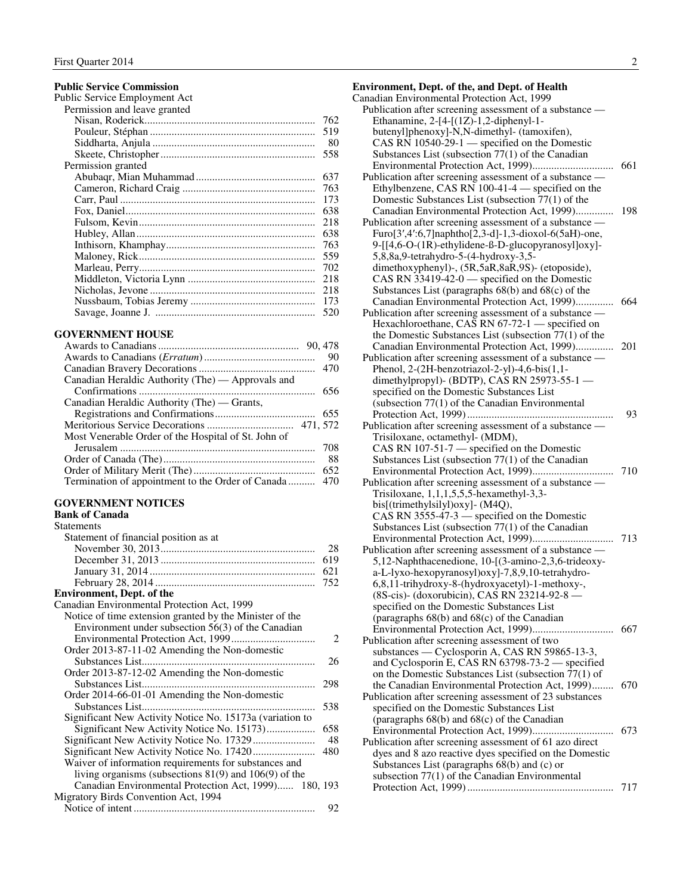**Public Service Commission**

Public Service Employment Act

Permission and leave granted

- Nisan, Roderick ........ 762
- Pouleur, Stéphan ........ 519
- Siddharta, Anjula ........ 80
- Skeete, Christopher ........ 558

Permission granted

- Abubaqr, Mian Muhammad ........ 637
- Cameron, Richard Craig ........ 763
- Carr, Paul ........ 173
- Fox, Daniel ........ 638
- Fulsom, Kevin ........ 218
- Hubley, Allan ........ 638
- Inthisorn, Khamphay ........ 763
- Maloney, Rick ........ 559
- Marleau, Perry ........ 702
- Middleton, Victoria Lynn ........ 218
- Nicholas, Jevone ........ 218
- Nussbaum, Tobias Jeremy ........ 173
- Savage, Joanne J. ........ 520

## GOVERNMENT HOUSE

- Awards to Canadians ........ 90, 478
- Awards to Canadians (*Erratum*) ........ 90
- Canadian Bravery Decorations ........ 470
- Canadian Heraldic Authority (The) — Approvals and Confirmations ........ 656
- Canadian Heraldic Authority (The) — Grants, Registrations and Confirmations ........ 655
- Meritorious Service Decorations ........ 471, 572
- Most Venerable Order of the Hospital of St. John of Jerusalem ........ 708
- Order of Canada (The) ........ 88
- Order of Military Merit (The) ........ 652
- Termination of appointment to the Order of Canada ........ 470

## GOVERNMENT NOTICES

**Bank of Canada**

Statements

Statement of financial position as at

- November 30, 2013 ........ 28
- December 31, 2013 ........ 619
- January 31, 2014 ........ 621
- February 28, 2014 ........ 752

**Environment, Dept. of the**

Canadian Environmental Protection Act, 1999

- Notice of time extension granted by the Minister of the Environment under subsection 56(3) of the Canadian Environmental Protection Act, 1999 ........ 2
- Order 2013-87-11-02 Amending the Non-domestic Substances List ........ 26
- Order 2013-87-12-02 Amending the Non-domestic Substances List ........ 298
- Order 2014-66-01-01 Amending the Non-domestic Substances List ........ 538
- Significant New Activity Notice No. 15173a (variation to Significant New Activity Notice No. 15173) ........ 658
- Significant New Activity Notice No. 17329 ........ 48
- Significant New Activity Notice No. 17420 ........ 480
- Waiver of information requirements for substances and living organisms (subsections 81(9) and 106(9) of the Canadian Environmental Protection Act, 1999) ...... 180, 193

Migratory Birds Convention Act, 1994

- Notice of intent ........ 92

**Environment, Dept. of the, and Dept. of Health**

Canadian Environmental Protection Act, 1999

- Publication after screening assessment of a substance — Ethanamine, 2-[4-[(1Z)-1,2-diphenyl-1-butenyl]phenoxy]-N,N-dimethyl- (tamoxifen), CAS RN 10540-29-1 — specified on the Domestic Substances List (subsection 77(1) of the Canadian Environmental Protection Act, 1999) ........ 661
- Publication after screening assessment of a substance — Ethylbenzene, CAS RN 100-41-4 — specified on the Domestic Substances List (subsection 77(1) of the Canadian Environmental Protection Act, 1999) ........ 198
- Publication after screening assessment of a substance — Furo[3′,4′:6,7]naphtho[2,3-d]-1,3-dioxol-6(5aH)-one, 9-[[4,6-O-(1R)-ethylidene-ß-D-glucopyranosyl]oxy]-5,8,8a,9-tetrahydro-5-(4-hydroxy-3,5-dimethoxyphenyl)-, (5R,5aR,8aR,9S)- (etoposide), CAS RN 33419-42-0 — specified on the Domestic Substances List (paragraphs 68(b) and 68(c) of the Canadian Environmental Protection Act, 1999) ........ 664
- Publication after screening assessment of a substance — Hexachloroethane, CAS RN 67-72-1 — specified on the Domestic Substances List (subsection 77(1) of the Canadian Environmental Protection Act, 1999) ........ 201
- Publication after screening assessment of a substance — Phenol, 2-(2H-benzotriazol-2-yl)-4,6-bis(1,1-dimethylpropyl)- (BDTP), CAS RN 25973-55-1 — specified on the Domestic Substances List (subsection 77(1) of the Canadian Environmental Protection Act, 1999) ........ 93
- Publication after screening assessment of a substance — Trisiloxane, octamethyl- (MDM), CAS RN 107-51-7 — specified on the Domestic Substances List (subsection 77(1) of the Canadian Environmental Protection Act, 1999) ........ 710
- Publication after screening assessment of a substance — Trisiloxane, 1,1,1,5,5,5-hexamethyl-3,3-bis[(trimethylsilyl)oxy]- (M4Q), CAS RN 3555-47-3 — specified on the Domestic Substances List (subsection 77(1) of the Canadian Environmental Protection Act, 1999) ........ 713
- Publication after screening assessment of a substance — 5,12-Naphthacenedione, 10-[(3-amino-2,3,6-trideoxy-a-L-lyxo-hexopyranosyl)oxy]-7,8,9,10-tetrahydro-6,8,11-trihydroxy-8-(hydroxyacetyl)-1-methoxy-, (8S-cis)- (doxorubicin), CAS RN 23214-92-8 — specified on the Domestic Substances List (paragraphs 68(b) and 68(c) of the Canadian Environmental Protection Act, 1999) ........ 667
- Publication after screening assessment of two substances — Cyclosporin A, CAS RN 59865-13-3, and Cyclosporin E, CAS RN 63798-73-2 — specified on the Domestic Substances List (subsection 77(1) of the Canadian Environmental Protection Act, 1999) ........ 670
- Publication after screening assessment of 23 substances specified on the Domestic Substances List (paragraphs 68(b) and 68(c) of the Canadian Environmental Protection Act, 1999) ........ 673
- Publication after screening assessment of 61 azo direct dyes and 8 azo reactive dyes specified on the Domestic Substances List (paragraphs 68(b) and (c) or subsection 77(1) of the Canadian Environmental Protection Act, 1999) ........ 717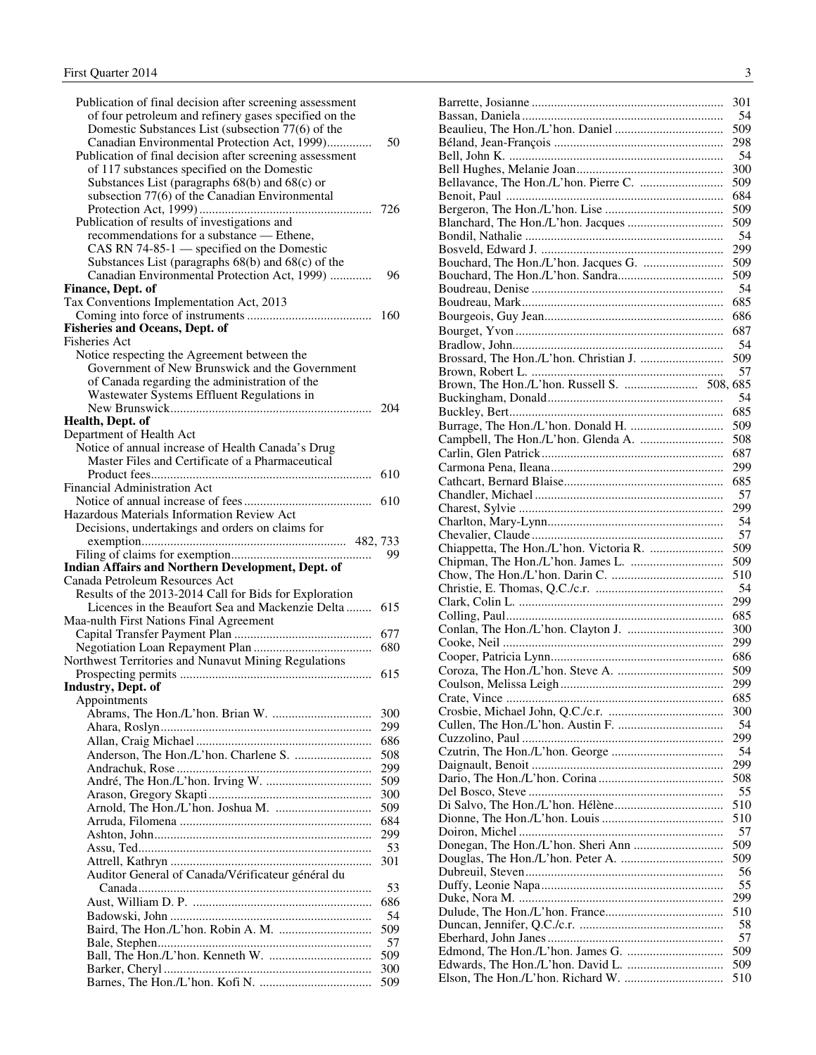Publication of final decision after screening assessment of four petroleum and refinery gases specified on the Domestic Substances List (subsection 77(6) of the Canadian Environmental Protection Act, 1999) .......... 50

Publication of final decision after screening assessment of 117 substances specified on the Domestic Substances List (paragraphs 68(b) and 68(c) or subsection 77(6) of the Canadian Environmental Protection Act, 1999) .......... 726

Publication of results of investigations and recommendations for a substance — Ethene, CAS RN 74-85-1 — specified on the Domestic Substances List (paragraphs 68(b) and 68(c) of the Canadian Environmental Protection Act, 1999) .......... 96

**Finance, Dept. of**

Tax Conventions Implementation Act, 2013

Coming into force of instruments .......... 160

**Fisheries and Oceans, Dept. of**

Fisheries Act

Notice respecting the Agreement between the Government of New Brunswick and the Government of Canada regarding the administration of the Wastewater Systems Effluent Regulations in New Brunswick .......... 204

**Health, Dept. of**

Department of Health Act

Notice of annual increase of Health Canada's Drug Master Files and Certificate of a Pharmaceutical Product fees .......... 610

Financial Administration Act

Notice of annual increase of fees .......... 610

Hazardous Materials Information Review Act

Decisions, undertakings and orders on claims for exemption .......... 482, 733

Filing of claims for exemption .......... 99

**Indian Affairs and Northern Development, Dept. of**

Canada Petroleum Resources Act

Results of the 2013-2014 Call for Bids for Exploration Licences in the Beaufort Sea and Mackenzie Delta .......... 615

Maa-nulth First Nations Final Agreement

Capital Transfer Payment Plan .......... 677

Negotiation Loan Repayment Plan .......... 680

Northwest Territories and Nunavut Mining Regulations

Prospecting permits .......... 615

**Industry, Dept. of**

Appointments

Abrams, The Hon./L'hon. Brian W. .......... 300
Ahara, Roslyn .......... 299
Allan, Craig Michael .......... 686
Anderson, The Hon./L'hon. Charlene S. .......... 508
Andrachuk, Rose .......... 299
André, The Hon./L'hon. Irving W. .......... 509
Arason, Gregory Skapti .......... 300
Arnold, The Hon./L'hon. Joshua M. .......... 509
Arruda, Filomena .......... 684
Ashton, John .......... 299
Assu, Ted .......... 53
Attrell, Kathryn .......... 301
Auditor General of Canada/Vérificateur général du Canada .......... 53
Aust, William D. P. .......... 686
Badowski, John .......... 54
Baird, The Hon./L'hon. Robin A. M. .......... 509
Bale, Stephen .......... 57
Ball, The Hon./L'hon. Kenneth W. .......... 509
Barker, Cheryl .......... 300
Barnes, The Hon./L'hon. Kofi N. .......... 509
Barrette, Josianne .......... 301
Bassan, Daniela .......... 54
Beaulieu, The Hon./L'hon. Daniel .......... 509
Béland, Jean-François .......... 298
Bell, John K. .......... 54
Bell Hughes, Melanie Joan .......... 300
Bellavance, The Hon./L'hon. Pierre C. .......... 509
Benoit, Paul .......... 684
Bergeron, The Hon./L'hon. Lise .......... 509
Blanchard, The Hon./L'hon. Jacques .......... 509
Bondil, Nathalie .......... 54
Bosveld, Edward J. .......... 299
Bouchard, The Hon./L'hon. Jacques G. .......... 509
Bouchard, The Hon./L'hon. Sandra .......... 509
Boudreau, Denise .......... 54
Boudreau, Mark .......... 685
Bourgeois, Guy Jean .......... 686
Bourget, Yvon .......... 687
Bradlow, John .......... 54
Brossard, The Hon./L'hon. Christian J. .......... 509
Brown, Robert L. .......... 57
Brown, The Hon./L'hon. Russell S. .......... 508, 685
Buckingham, Donald .......... 54
Buckley, Bert .......... 685
Burrage, The Hon./L'hon. Donald H. .......... 509
Campbell, The Hon./L'hon. Glenda A. .......... 508
Carlin, Glen Patrick .......... 687
Carmona Pena, Ileana .......... 299
Cathcart, Bernard Blaise .......... 685
Chandler, Michael .......... 57
Charest, Sylvie .......... 299
Charlton, Mary-Lynn .......... 54
Chevalier, Claude .......... 57
Chiappetta, The Hon./L'hon. Victoria R. .......... 509
Chipman, The Hon./L'hon. James L. .......... 509
Chow, The Hon./L'hon. Darin C. .......... 510
Christie, E. Thomas, Q.C./c.r. .......... 54
Clark, Colin L. .......... 299
Colling, Paul .......... 685
Conlan, The Hon./L'hon. Clayton J. .......... 300
Cooke, Neil .......... 299
Cooper, Patricia Lynn .......... 686
Coroza, The Hon./L'hon. Steve A. .......... 509
Coulson, Melissa Leigh .......... 299
Crate, Vince .......... 685
Crosbie, Michael John, Q.C./c.r. .......... 300
Cullen, The Hon./L'hon. Austin F. .......... 54
Cuzzolino, Paul .......... 299
Czutrin, The Hon./L'hon. George .......... 54
Daignault, Benoit .......... 299
Dario, The Hon./L'hon. Corina .......... 508
Del Bosco, Steve .......... 55
Di Salvo, The Hon./L'hon. Hélène .......... 510
Dionne, The Hon./L'hon. Louis .......... 510
Doiron, Michel .......... 57
Donegan, The Hon./L'hon. Sheri Ann .......... 509
Douglas, The Hon./L'hon. Peter A. .......... 509
Dubreuil, Steven .......... 56
Duffy, Leonie Napa .......... 55
Duke, Nora M. .......... 299
Dulude, The Hon./L'hon. France .......... 510
Duncan, Jennifer, Q.C./c.r. .......... 58
Eberhard, John Janes .......... 57
Edmond, The Hon./L'hon. James G. .......... 509
Edwards, The Hon./L'hon. David L. .......... 509
Elson, The Hon./L'hon. Richard W. .......... 510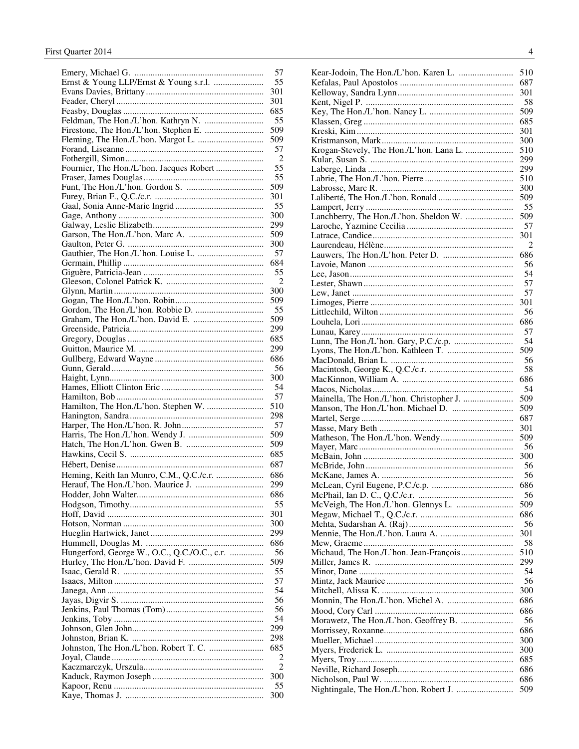| Name | Page |
|---|---|
| Emery, Michael G. | 57 |
| Ernst & Young LLP/Ernst & Young s.r.l. | 55 |
| Evans Davies, Brittany | 301 |
| Feader, Cheryl | 301 |
| Feasby, Douglas | 685 |
| Feldman, The Hon./L'hon. Kathryn N. | 55 |
| Firestone, The Hon./L'hon. Stephen E. | 509 |
| Fleming, The Hon./L'hon. Margot L. | 509 |
| Forand, Liseanne | 57 |
| Fothergill, Simon | 2 |
| Fournier, The Hon./L'hon. Jacques Robert | 55 |
| Fraser, James Douglas | 55 |
| Funt, The Hon./L'hon. Gordon S. | 509 |
| Furey, Brian F., Q.C./c.r. | 301 |
| Gaal, Sonia Anne-Marie Ingrid | 55 |
| Gage, Anthony | 300 |
| Galway, Leslie Elizabeth | 299 |
| Garson, The Hon./L'hon. Marc A. | 509 |
| Gaulton, Peter G. | 300 |
| Gauthier, The Hon./L'hon. Louise L. | 57 |
| Germain, Phillip | 684 |
| Giguère, Patricia-Jean | 55 |
| Gleeson, Colonel Patrick K. | 2 |
| Glynn, Martin | 300 |
| Gogan, The Hon./L'hon. Robin | 509 |
| Gordon, The Hon./L'hon. Robbie D. | 55 |
| Graham, The Hon./L'hon. David E. | 509 |
| Greenside, Patricia | 299 |
| Gregory, Douglas | 685 |
| Guitton, Maurice M. | 299 |
| Gullberg, Edward Wayne | 686 |
| Gunn, Gerald | 56 |
| Haight, Lynn | 300 |
| Hames, Elliott Clinton Eric | 54 |
| Hamilton, Bob | 57 |
| Hamilton, The Hon./L'hon. Stephen W. | 510 |
| Hanington, Sandra | 298 |
| Harper, The Hon./L'hon. R. John | 57 |
| Harris, The Hon./L'hon. Wendy J. | 509 |
| Hatch, The Hon./L'hon. Gwen B. | 509 |
| Hawkins, Cecil S. | 685 |
| Hébert, Denise | 687 |
| Heming, Keith Ian Munro, C.M., Q.C./c.r. | 686 |
| Herauf, The Hon./L'hon. Maurice J. | 299 |
| Hodder, John Walter | 686 |
| Hodgson, Timothy | 55 |
| Hoff, David | 301 |
| Hotson, Norman | 300 |
| Hueglin Hartwick, Janet | 299 |
| Hummell, Douglas M. | 686 |
| Hungerford, George W., O.C., Q.C./O.C., c.r. | 56 |
| Hurley, The Hon./L'hon. David F. | 509 |
| Isaac, Gerald R. | 55 |
| Isaacs, Milton | 57 |
| Janega, Ann | 54 |
| Jayas, Digvir S. | 56 |
| Jenkins, Paul Thomas (Tom) | 56 |
| Jenkins, Toby | 54 |
| Johnson, Glen John | 299 |
| Johnston, Brian K. | 298 |
| Johnston, The Hon./L'hon. Robert T. C. | 685 |
| Joyal, Claude | 2 |
| Kaczmarczyk, Urszula | 2 |
| Kaduck, Raymon Joseph | 300 |
| Kapoor, Renu | 55 |
| Kaye, Thomas J. | 300 |
| Kear-Jodoin, The Hon./L'hon. Karen L. | 510 |
| Kefalas, Paul Apostolos | 687 |
| Kelloway, Sandra Lynn | 301 |
| Kent, Nigel P. | 58 |
| Key, The Hon./L'hon. Nancy L. | 509 |
| Klassen, Greg | 685 |
| Kreski, Kim | 301 |
| Kristmanson, Mark | 300 |
| Krogan-Stevely, The Hon./L'hon. Lana L. | 510 |
| Kular, Susan S. | 299 |
| Laberge, Linda | 299 |
| Labrie, The Hon./L'hon. Pierre | 510 |
| Labrosse, Marc R. | 300 |
| Laliberté, The Hon./L'hon. Ronald | 509 |
| Lampert, Jerry | 55 |
| Lanchberry, The Hon./L'hon. Sheldon W. | 509 |
| Laroche, Yazmine Cecilia | 57 |
| Latrace, Candice | 301 |
| Laurendeau, Hélène | 2 |
| Lauwers, The Hon./L'hon. Peter D. | 686 |
| Lavoie, Manon | 56 |
| Lee, Jason | 54 |
| Lester, Shawn | 57 |
| Lew, Janet | 57 |
| Limoges, Pierre | 301 |
| Littlechild, Wilton | 56 |
| Louhela, Lori | 686 |
| Lunau, Karey | 57 |
| Lunn, The Hon./L'hon. Gary, P.C./c.p. | 54 |
| Lyons, The Hon./L'hon. Kathleen T. | 509 |
| MacDonald, Brian L. | 56 |
| Macintosh, George K., Q.C./c.r. | 58 |
| MacKinnon, William A. | 686 |
| Macos, Nicholas | 54 |
| Mainella, The Hon./L'hon. Christopher J. | 509 |
| Manson, The Hon./L'hon. Michael D. | 509 |
| Martel, Serge | 687 |
| Masse, Mary Beth | 301 |
| Matheson, The Hon./L'hon. Wendy | 509 |
| Mayer, Marc | 56 |
| McBain, John | 300 |
| McBride, John | 56 |
| McKane, James A. | 56 |
| McLean, Cyril Eugene, P.C./c.p. | 686 |
| McPhail, Ian D. C., Q.C./c.r. | 56 |
| McVeigh, The Hon./L'hon. Glennys L. | 509 |
| Megaw, Michael T., Q.C./c.r. | 686 |
| Mehta, Sudarshan A. (Raj) | 56 |
| Mennie, The Hon./L'hon. Laura A. | 301 |
| Mew, Graeme | 58 |
| Michaud, The Hon./L'hon. Jean-François | 510 |
| Miller, James R. | 299 |
| Minor, Dane | 54 |
| Mintz, Jack Maurice | 56 |
| Mitchell, Alissa K. | 300 |
| Monnin, The Hon./L'hon. Michel A. | 686 |
| Mood, Cory Carl | 686 |
| Morawetz, The Hon./L'hon. Geoffrey B. | 56 |
| Morrissey, Roxanne | 686 |
| Mueller, Michael | 300 |
| Myers, Frederick L. | 300 |
| Myers, Troy | 685 |
| Neville, Richard Joseph | 686 |
| Nicholson, Paul W. | 686 |
| Nightingale, The Hon./L'hon. Robert J. | 509 |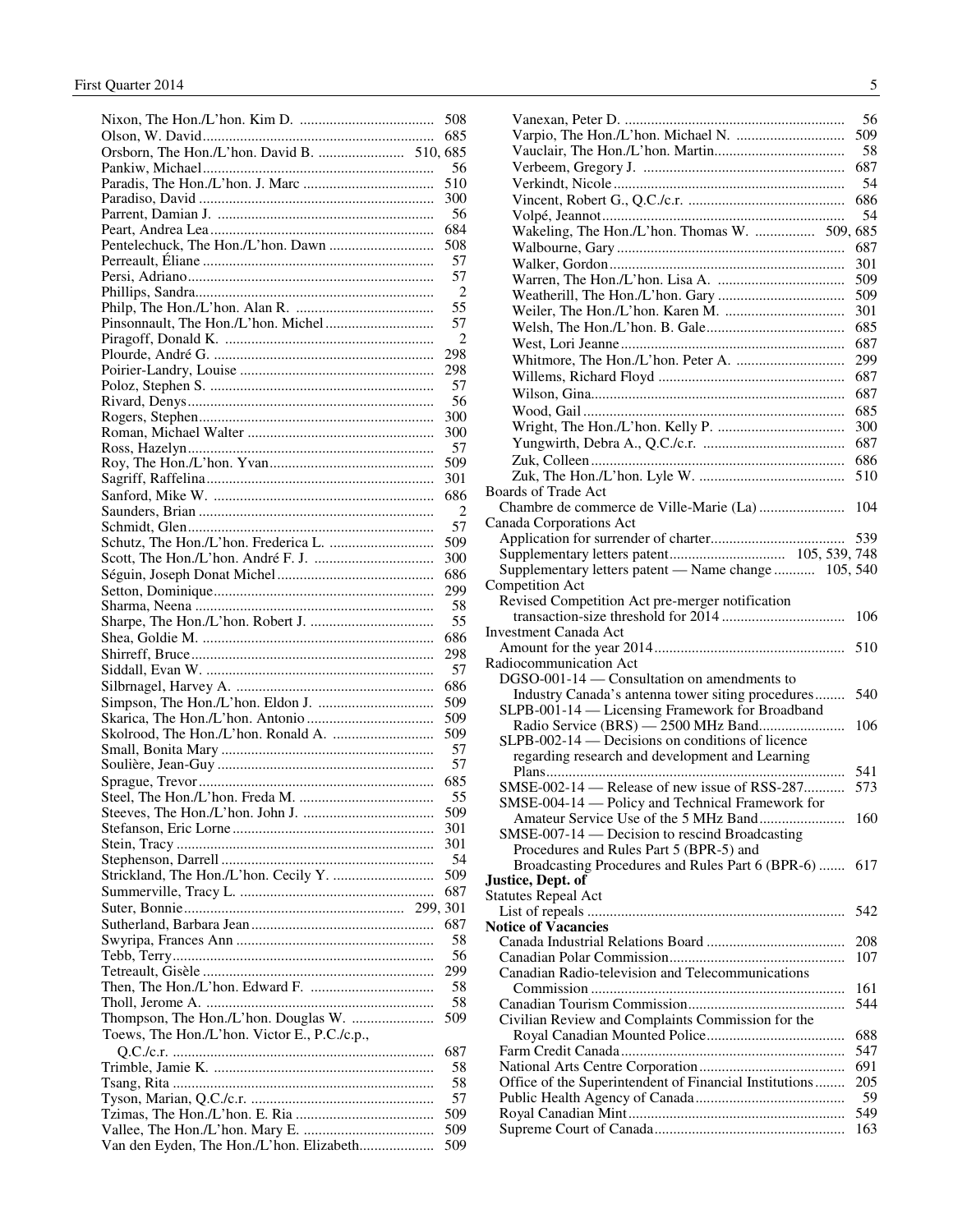Nixon, The Hon./L'hon. Kim D. .................................... 508
Olson, W. David.............................................................. 685
Orsborn, The Hon./L'hon. David B. ....................... 510, 685
Pankiw, Michael.............................................................. 56
Paradis, The Hon./L'hon. J. Marc ................................... 510
Paradiso, David ............................................................... 300
Parrent, Damian J. .......................................................... 56
Peart, Andrea Lea............................................................ 684
Pentelechuck, The Hon./L'hon. Dawn ............................ 508
Perreault, Éliane .............................................................. 57
Persi, Adriano.................................................................. 57
Phillips, Sandra................................................................ 2
Philp, The Hon./L'hon. Alan R. ...................................... 55
Pinsonnault, The Hon./L'hon. Michel............................. 57
Piragoff, Donald K. ........................................................ 2
Plourde, André G. ........................................................... 298
Poirier-Landry, Louise .................................................... 298
Poloz, Stephen S. ............................................................ 57
Rivard, Denys.................................................................. 56
Rogers, Stephen............................................................... 300
Roman, Michael Walter .................................................. 300
Ross, Hazelyn.................................................................. 57
Roy, The Hon./L'hon. Yvan............................................ 509
Sagriff, Raffelina............................................................. 301
Sanford, Mike W. ........................................................... 686
Saunders, Brian ............................................................... 2
Schmidt, Glen.................................................................. 57
Schutz, The Hon./L'hon. Frederica L. ............................ 509
Scott, The Hon./L'hon. André F. J. ................................ 300
Séguin, Joseph Donat Michel.......................................... 686
Setton, Dominique........................................................... 299
Sharma, Neena ................................................................ 58
Sharpe, The Hon./L'hon. Robert J. ................................. 55
Shea, Goldie M. .............................................................. 686
Shirreff, Bruce................................................................. 298
Siddall, Evan W. ............................................................. 57
Silbrnagel, Harvey A. ..................................................... 686
Simpson, The Hon./L'hon. Eldon J. ............................... 509
Skarica, The Hon./L'hon. Antonio.................................. 509
Skolrood, The Hon./L'hon. Ronald A. ........................... 509
Small, Bonita Mary ......................................................... 57
Soulière, Jean-Guy .......................................................... 57
Sprague, Trevor............................................................... 685
Steel, The Hon./L'hon. Freda M. .................................... 55
Steeves, The Hon./L'hon. John J. ................................... 509
Stefanson, Eric Lorne...................................................... 301
Stein, Tracy ..................................................................... 301
Stephenson, Darrell ......................................................... 54
Strickland, The Hon./L'hon. Cecily Y. ........................... 509
Summerville, Tracy L. .................................................... 687
Suter, Bonnie........................................................... 299, 301
Sutherland, Barbara Jean................................................. 687
Swyripa, Frances Ann ..................................................... 58
Tebb, Terry...................................................................... 56
Tetreault, Gisèle .............................................................. 299
Then, The Hon./L'hon. Edward F. ................................. 58
Tholl, Jerome A. ............................................................. 58
Thompson, The Hon./L'hon. Douglas W. ...................... 509
Toews, The Hon./L'hon. Victor E., P.C./c.p., Q.C./c.r. ...................................................................... 687
Trimble, Jamie K. ........................................................... 58
Tsang, Rita ...................................................................... 58
Tyson, Marian, Q.C./c.r. ................................................. 57
Tzimas, The Hon./L'hon. E. Ria ..................................... 509
Vallee, The Hon./L'hon. Mary E. ................................... 509
Van den Eyden, The Hon./L'hon. Elizabeth.................... 509
Vanexan, Peter D. ........................................................... 56
Varpio, The Hon./L'hon. Michael N. ............................. 509
Vauclair, The Hon./L'hon. Martin................................... 58
Verbeem, Gregory J. ...................................................... 687
Verkindt, Nicole.............................................................. 54
Vincent, Robert G., Q.C./c.r. .......................................... 686
Volpé, Jeannot................................................................. 54
Wakeling, The Hon./L'hon. Thomas W. ................ 509, 685
Walbourne, Gary ............................................................. 687
Walker, Gordon............................................................... 301
Warren, The Hon./L'hon. Lisa A. .................................. 509
Weatherill, The Hon./L'hon. Gary .................................. 509
Weiler, The Hon./L'hon. Karen M. ................................ 301
Welsh, The Hon./L'hon. B. Gale..................................... 685
West, Lori Jeanne............................................................ 687
Whitmore, The Hon./L'hon. Peter A. ............................. 299
Willems, Richard Floyd .................................................. 687
Wilson, Gina.................................................................... 687
Wood, Gail ...................................................................... 685
Wright, The Hon./L'hon. Kelly P. .................................. 300
Yungwirth, Debra A., Q.C./c.r. ...................................... 687
Zuk, Colleen.................................................................... 686
Zuk, The Hon./L'hon. Lyle W. ....................................... 510

Boards of Trade Act
- Chambre de commerce de Ville-Marie (La) ....................... 104

Canada Corporations Act
- Application for surrender of charter.................................... 539
- Supplementary letters patent............................... 105, 539, 748
- Supplementary letters patent — Name change ........... 105, 540

Competition Act
- Revised Competition Act pre-merger notification transaction-size threshold for 2014 ................................. 106

Investment Canada Act
- Amount for the year 2014................................................... 510

Radiocommunication Act
- DGSO-001-14 — Consultation on amendments to Industry Canada's antenna tower siting procedures........ 540
- SLPB-001-14 — Licensing Framework for Broadband Radio Service (BRS) — 2500 MHz Band....................... 106
- SLPB-002-14 — Decisions on conditions of licence regarding research and development and Learning Plans............................................................................... 541
- SMSE-002-14 — Release of new issue of RSS-287........... 573
- SMSE-004-14 — Policy and Technical Framework for Amateur Service Use of the 5 MHz Band....................... 160
- SMSE-007-14 — Decision to rescind Broadcasting Procedures and Rules Part 5 (BPR-5) and Broadcasting Procedures and Rules Part 6 (BPR-6) ....... 617

**Justice, Dept. of**

Statutes Repeal Act
- List of repeals ..................................................................... 542

**Notice of Vacancies**
- Canada Industrial Relations Board .................................... 208
- Canadian Polar Commission............................................... 107
- Canadian Radio-television and Telecommunications Commission ................................................................... 161
- Canadian Tourism Commission.......................................... 544
- Civilian Review and Complaints Commission for the Royal Canadian Mounted Police.................................... 688
- Farm Credit Canada............................................................ 547
- National Arts Centre Corporation....................................... 691
- Office of the Superintendent of Financial Institutions........ 205
- Public Health Agency of Canada........................................ 59
- Royal Canadian Mint.......................................................... 549
- Supreme Court of Canada................................................... 163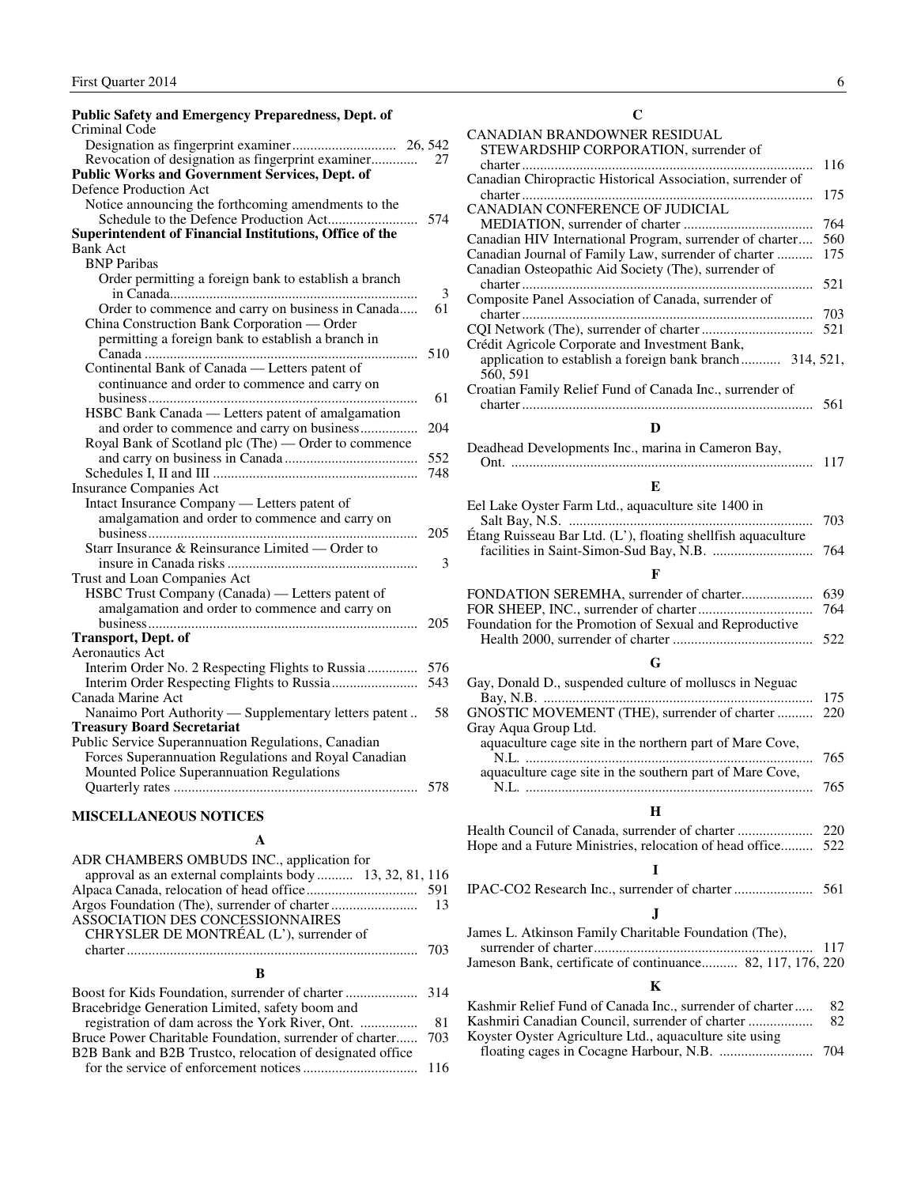**Public Safety and Emergency Preparedness, Dept. of**

Criminal Code

- Designation as fingerprint examiner ............................ 26, 542
- Revocation of designation as fingerprint examiner ............ 27

**Public Works and Government Services, Dept. of**

Defence Production Act

- Notice announcing the forthcoming amendments to the Schedule to the Defence Production Act ......................... 574

**Superintendent of Financial Institutions, Office of the**

Bank Act

- BNP Paribas
  - Order permitting a foreign bank to establish a branch in Canada ..................................................................... 3
  - Order to commence and carry on business in Canada ..... 61
- China Construction Bank Corporation — Order permitting a foreign bank to establish a branch in Canada ........................................................................... 510
- Continental Bank of Canada — Letters patent of continuance and order to commence and carry on business ........................................................................... 61
- HSBC Bank Canada — Letters patent of amalgamation and order to commence and carry on business ................ 204
- Royal Bank of Scotland plc (The) — Order to commence and carry on business in Canada ..................................... 552
- Schedules I, II and III ......................................................... 748

Insurance Companies Act

- Intact Insurance Company — Letters patent of amalgamation and order to commence and carry on business ........................................................................... 205
- Starr Insurance & Reinsurance Limited — Order to insure in Canada risks ..................................................... 3

Trust and Loan Companies Act

- HSBC Trust Company (Canada) — Letters patent of amalgamation and order to commence and carry on business ........................................................................... 205

**Transport, Dept. of**

Aeronautics Act

- Interim Order No. 2 Respecting Flights to Russia ............. 576
- Interim Order Respecting Flights to Russia ........................ 543

Canada Marine Act

- Nanaimo Port Authority — Supplementary letters patent .. 58

**Treasury Board Secretariat**

Public Service Superannuation Regulations, Canadian Forces Superannuation Regulations and Royal Canadian Mounted Police Superannuation Regulations

- Quarterly rates ................................................................... 578

## MISCELLANEOUS NOTICES

### A

- ADR CHAMBERS OMBUDS INC., application for approval as an external complaints body .......... 13, 32, 81, 116
- Alpaca Canada, relocation of head office .............................. 591
- Argos Foundation (The), surrender of charter ........................ 13
- ASSOCIATION DES CONCESSIONNAIRES CHRYSLER DE MONTRÉAL (L'), surrender of charter ................................................................................ 703

### B

- Boost for Kids Foundation, surrender of charter .................... 314
- Bracebridge Generation Limited, safety boom and registration of dam across the York River, Ont. ................ 81
- Bruce Power Charitable Foundation, surrender of charter ...... 703
- B2B Bank and B2B Trustco, relocation of designated office for the service of enforcement notices ............................... 116

### C

- CANADIAN BRANDOWNER RESIDUAL STEWARDSHIP CORPORATION, surrender of charter ................................................................................ 116
- Canadian Chiropractic Historical Association, surrender of charter ................................................................................ 175
- CANADIAN CONFERENCE OF JUDICIAL MEDIATION, surrender of charter .................................... 764
- Canadian HIV International Program, surrender of charter .... 560
- Canadian Journal of Family Law, surrender of charter .......... 175
- Canadian Osteopathic Aid Society (The), surrender of charter ................................................................................ 521
- Composite Panel Association of Canada, surrender of charter ................................................................................ 703
- CQI Network (The), surrender of charter ............................... 521
- Crédit Agricole Corporate and Investment Bank, application to establish a foreign bank branch ........... 314, 521, 560, 591
- Croatian Family Relief Fund of Canada Inc., surrender of charter ................................................................................ 561

### D

- Deadhead Developments Inc., marina in Cameron Bay, Ont. .................................................................................... 117

### E

- Eel Lake Oyster Farm Ltd., aquaculture site 1400 in Salt Bay, N.S. ................................................................... 703
- Étang Ruisseau Bar Ltd. (L'), floating shellfish aquaculture facilities in Saint-Simon-Sud Bay, N.B. ............................ 764

### F

- FONDATION SEREMHA, surrender of charter.................... 639
- FOR SHEEP, INC., surrender of charter ................................ 764
- Foundation for the Promotion of Sexual and Reproductive Health 2000, surrender of charter ....................................... 522

### G

- Gay, Donald D., suspended culture of molluscs in Neguac Bay, N.B. .......................................................................... 175
- GNOSTIC MOVEMENT (THE), surrender of charter .......... 220
- Gray Aqua Group Ltd.
  - aquaculture cage site in the northern part of Mare Cove, N.L. ................................................................................ 765
  - aquaculture cage site in the southern part of Mare Cove, N.L. ................................................................................ 765

### H

- Health Council of Canada, surrender of charter ..................... 220
- Hope and a Future Ministries, relocation of head office......... 522

### I

- IPAC-CO2 Research Inc., surrender of charter ...................... 561

### J

- James L. Atkinson Family Charitable Foundation (The), surrender of charter ............................................................. 117
- Jameson Bank, certificate of continuance.......... 82, 117, 176, 220

### K

- Kashmir Relief Fund of Canada Inc., surrender of charter ..... 82
- Kashmiri Canadian Council, surrender of charter .................. 82
- Koyster Oyster Agriculture Ltd., aquaculture site using floating cages in Cocagne Harbour, N.B. .......................... 704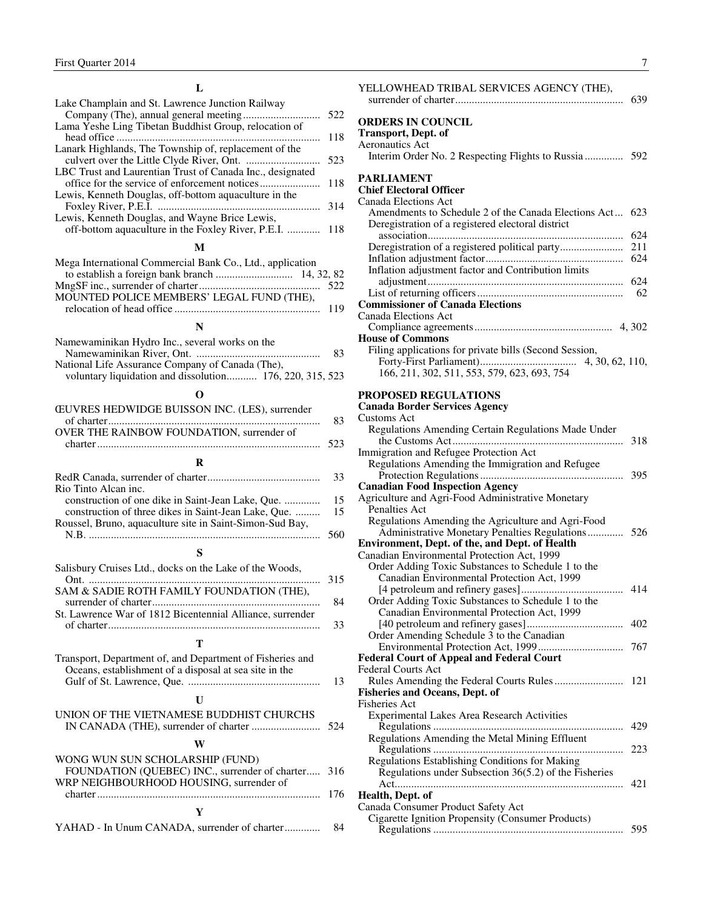## L

Lake Champlain and St. Lawrence Junction Railway Company (The), annual general meeting ... 522
Lama Yeshe Ling Tibetan Buddhist Group, relocation of head office ... 118
Lanark Highlands, The Township of, replacement of the culvert over the Little Clyde River, Ont. ... 523
LBC Trust and Laurentian Trust of Canada Inc., designated office for the service of enforcement notices ... 118
Lewis, Kenneth Douglas, off-bottom aquaculture in the Foxley River, P.E.I. ... 314
Lewis, Kenneth Douglas, and Wayne Brice Lewis, off-bottom aquaculture in the Foxley River, P.E.I. ... 118

## M

Mega International Commercial Bank Co., Ltd., application to establish a foreign bank branch ... 14, 32, 82
MngSF inc., surrender of charter ... 522
MOUNTED POLICE MEMBERS' LEGAL FUND (THE), relocation of head office ... 119

## N

Namewaminikan Hydro Inc., several works on the Namewaminikan River, Ont. ... 83
National Life Assurance Company of Canada (The), voluntary liquidation and dissolution... 176, 220, 315, 523

## O

ŒUVRES HEDWIDGE BUISSON INC. (LES), surrender of charter ... 83
OVER THE RAINBOW FOUNDATION, surrender of charter ... 523

## R

RedR Canada, surrender of charter ... 33
Rio Tinto Alcan inc.
  construction of one dike in Saint-Jean Lake, Que. ... 15
  construction of three dikes in Saint-Jean Lake, Que. ... 15
Roussel, Bruno, aquaculture site in Saint-Simon-Sud Bay, N.B. ... 560

## S

Salisbury Cruises Ltd., docks on the Lake of the Woods, Ont. ... 315
SAM & SADIE ROTH FAMILY FOUNDATION (THE), surrender of charter ... 84
St. Lawrence War of 1812 Bicentennial Alliance, surrender of charter ... 33

## T

Transport, Department of, and Department of Fisheries and Oceans, establishment of a disposal at sea site in the Gulf of St. Lawrence, Que. ... 13

## U

UNION OF THE VIETNAMESE BUDDHIST CHURCHS IN CANADA (THE), surrender of charter ... 524

## W

WONG WUN SUN SCHOLARSHIP (FUND) FOUNDATION (QUEBEC) INC., surrender of charter ... 316
WRP NEIGHBOURHOOD HOUSING, surrender of charter ... 176

## Y

YAHAD - In Unum CANADA, surrender of charter ... 84
YELLOWHEAD TRIBAL SERVICES AGENCY (THE), surrender of charter ... 639

## ORDERS IN COUNCIL

**Transport, Dept. of**
Aeronautics Act
  Interim Order No. 2 Respecting Flights to Russia ... 592

## PARLIAMENT

**Chief Electoral Officer**
Canada Elections Act
  Amendments to Schedule 2 of the Canada Elections Act ... 623
  Deregistration of a registered electoral district association ... 624
  Deregistration of a registered political party ... 211
  Inflation adjustment factor ... 624
  Inflation adjustment factor and Contribution limits adjustment ... 624
  List of returning officers ... 62

**Commissioner of Canada Elections**
Canada Elections Act
  Compliance agreements ... 4, 302

**House of Commons**
  Filing applications for private bills (Second Session, Forty-First Parliament) ... 4, 30, 62, 110, 166, 211, 302, 511, 553, 579, 623, 693, 754

## PROPOSED REGULATIONS

**Canada Border Services Agency**
Customs Act
  Regulations Amending Certain Regulations Made Under the Customs Act ... 318
Immigration and Refugee Protection Act
  Regulations Amending the Immigration and Refugee Protection Regulations ... 395

**Canadian Food Inspection Agency**
Agriculture and Agri-Food Administrative Monetary Penalties Act
  Regulations Amending the Agriculture and Agri-Food Administrative Monetary Penalties Regulations ... 526

**Environment, Dept. of the, and Dept. of Health**
Canadian Environmental Protection Act, 1999
  Order Adding Toxic Substances to Schedule 1 to the Canadian Environmental Protection Act, 1999 [4 petroleum and refinery gases] ... 414
  Order Adding Toxic Substances to Schedule 1 to the Canadian Environmental Protection Act, 1999 [40 petroleum and refinery gases] ... 402
  Order Amending Schedule 3 to the Canadian Environmental Protection Act, 1999 ... 767

**Federal Court of Appeal and Federal Court**
Federal Courts Act
  Rules Amending the Federal Courts Rules ... 121

**Fisheries and Oceans, Dept. of**
Fisheries Act
  Experimental Lakes Area Research Activities Regulations ... 429
  Regulations Amending the Metal Mining Effluent Regulations ... 223
  Regulations Establishing Conditions for Making Regulations under Subsection 36(5.2) of the Fisheries Act ... 421

**Health, Dept. of**
Canada Consumer Product Safety Act
  Cigarette Ignition Propensity (Consumer Products) Regulations ... 595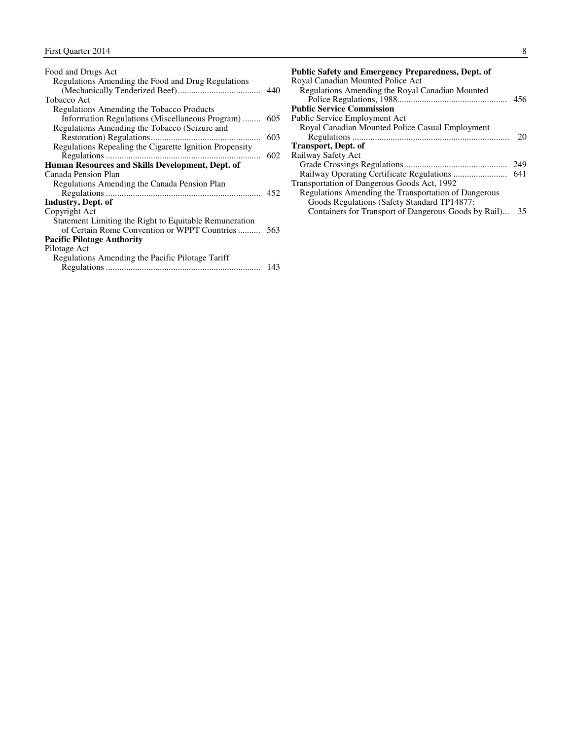Food and Drugs Act
  Regulations Amending the Food and Drug Regulations (Mechanically Tenderized Beef) .................................... 440
Tobacco Act
  Regulations Amending the Tobacco Products Information Regulations (Miscellaneous Program) ........ 605
  Regulations Amending the Tobacco (Seizure and Restoration) Regulations................................................ 603
  Regulations Repealing the Cigarette Ignition Propensity Regulations .................................................................... 602

**Human Resources and Skills Development, Dept. of**
Canada Pension Plan
  Regulations Amending the Canada Pension Plan Regulations .................................................................... 452

**Industry, Dept. of**
Copyright Act
  Statement Limiting the Right to Equitable Remuneration of Certain Rome Convention or WPPT Countries .......... 563

**Pacific Pilotage Authority**
Pilotage Act
  Regulations Amending the Pacific Pilotage Tariff Regulations .................................................................... 143

**Public Safety and Emergency Preparedness, Dept. of**
Royal Canadian Mounted Police Act
  Regulations Amending the Royal Canadian Mounted Police Regulations, 1988................................................. 456

**Public Service Commission**
Public Service Employment Act
  Royal Canadian Mounted Police Casual Employment Regulations ..................................................................... 20

**Transport, Dept. of**
Railway Safety Act
  Grade Crossings Regulations............................................. 249
  Railway Operating Certificate Regulations ........................ 641
Transportation of Dangerous Goods Act, 1992
  Regulations Amending the Transportation of Dangerous Goods Regulations (Safety Standard TP14877: Containers for Transport of Dangerous Goods by Rail)... 35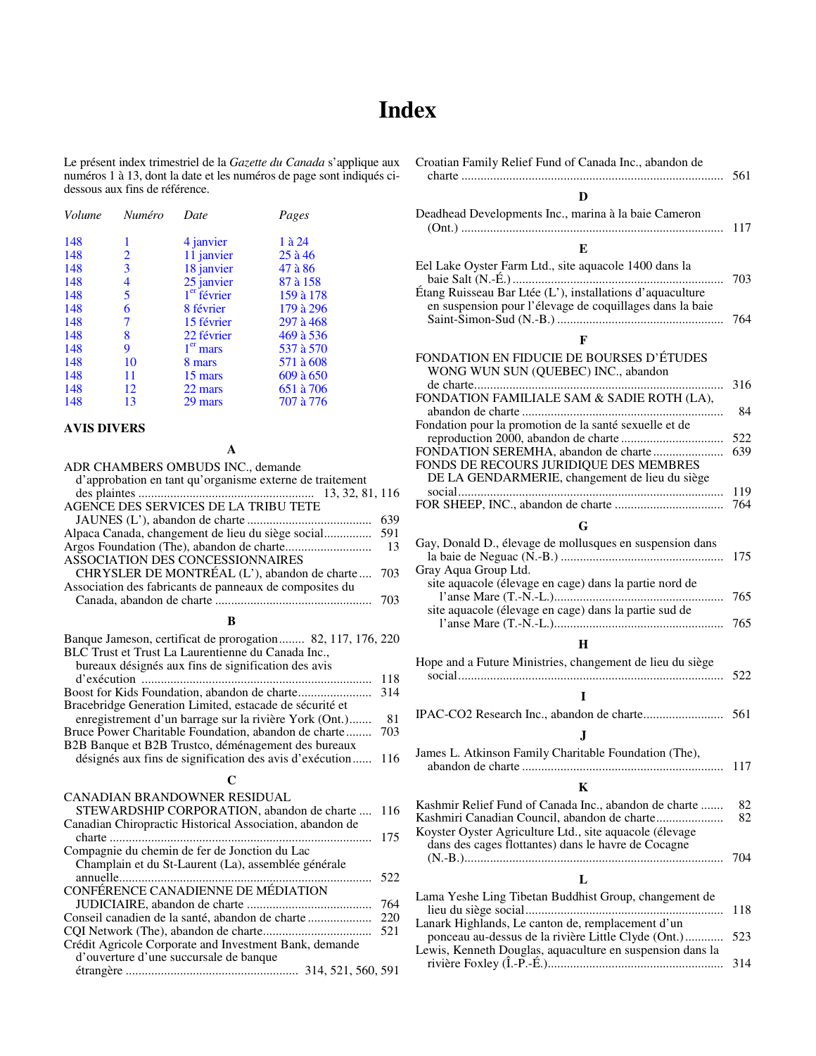# Index

Le présent index trimestriel de la *Gazette du Canada* s'applique aux numéros 1 à 13, dont la date et les numéros de page sont indiqués ci-dessous aux fins de référence.

| *Volume* | *Numéro* | *Date* | *Pages* |
|---|---|---|---|
| 148 | 1 | 4 janvier | 1 à 24 |
| 148 | 2 | 11 janvier | 25 à 46 |
| 148 | 3 | 18 janvier | 47 à 86 |
| 148 | 4 | 25 janvier | 87 à 158 |
| 148 | 5 | 1er février | 159 à 178 |
| 148 | 6 | 8 février | 179 à 296 |
| 148 | 7 | 15 février | 297 à 468 |
| 148 | 8 | 22 février | 469 à 536 |
| 148 | 9 | 1er mars | 537 à 570 |
| 148 | 10 | 8 mars | 571 à 608 |
| 148 | 11 | 15 mars | 609 à 650 |
| 148 | 12 | 22 mars | 651 à 706 |
| 148 | 13 | 29 mars | 707 à 776 |

**AVIS DIVERS**

**A**

ADR CHAMBERS OMBUDS INC., demande d'approbation en tant qu'organisme externe de traitement des plaintes ... 13, 32, 81, 116
AGENCE DES SERVICES DE LA TRIBU TETE JAUNES (L'), abandon de charte ... 639
Alpaca Canada, changement de lieu du siège social ... 591
Argos Foundation (The), abandon de charte ... 13
ASSOCIATION DES CONCESSIONNAIRES CHRYSLER DE MONTRÉAL (L'), abandon de charte ... 703
Association des fabricants de panneaux de composites du Canada, abandon de charte ... 703

**B**

Banque Jameson, certificat de prorogation ... 82, 117, 176, 220
BLC Trust et Trust La Laurentienne du Canada Inc., bureaux désignés aux fins de signification des avis d'exécution ... 118
Boost for Kids Foundation, abandon de charte ... 314
Bracebridge Generation Limited, estacade de sécurité et enregistrement d'un barrage sur la rivière York (Ont.) ... 81
Bruce Power Charitable Foundation, abandon de charte ... 703
B2B Banque et B2B Trustco, déménagement des bureaux désignés aux fins de signification des avis d'exécution ... 116

**C**

CANADIAN BRANDOWNER RESIDUAL STEWARDSHIP CORPORATION, abandon de charte ... 116
Canadian Chiropractic Historical Association, abandon de charte ... 175
Compagnie du chemin de fer de Jonction du Lac Champlain et du St-Laurent (La), assemblée générale annuelle ... 522
CONFÉRENCE CANADIENNE DE MÉDIATION JUDICIAIRE, abandon de charte ... 764
Conseil canadien de la santé, abandon de charte ... 220
CQI Network (The), abandon de charte ... 521
Crédit Agricole Corporate and Investment Bank, demande d'ouverture d'une succursale de banque étrangère ... 314, 521, 560, 591
Croatian Family Relief Fund of Canada Inc., abandon de charte ... 561

**D**

Deadhead Developments Inc., marina à la baie Cameron (Ont.) ... 117

**E**

Eel Lake Oyster Farm Ltd., site aquacole 1400 dans la baie Salt (N.-É.) ... 703
Étang Ruisseau Bar Ltée (L'), installations d'aquaculture en suspension pour l'élevage de coquillages dans la baie Saint-Simon-Sud (N.-B.) ... 764

**F**

FONDATION EN FIDUCIE DE BOURSES D'ÉTUDES WONG WUN SUN (QUEBEC) INC., abandon de charte ... 316
FONDATION FAMILIALE SAM & SADIE ROTH (LA), abandon de charte ... 84
Fondation pour la promotion de la santé sexuelle et de reproduction 2000, abandon de charte ... 522
FONDATION SEREMHA, abandon de charte ... 639
FONDS DE RECOURS JURIDIQUE DES MEMBRES DE LA GENDARMERIE, changement de lieu du siège social ... 119
FOR SHEEP, INC., abandon de charte ... 764

**G**

Gay, Donald D., élevage de mollusques en suspension dans la baie de Neguac (N.-B.) ... 175
Gray Aqua Group Ltd.
site aquacole (élevage en cage) dans la partie nord de l'anse Mare (T.-N.-L.) ... 765
site aquacole (élevage en cage) dans la partie sud de l'anse Mare (T.-N.-L.) ... 765

**H**

Hope and a Future Ministries, changement de lieu du siège social ... 522

**I**

IPAC-CO2 Research Inc., abandon de charte ... 561

**J**

James L. Atkinson Family Charitable Foundation (The), abandon de charte ... 117

**K**

Kashmir Relief Fund of Canada Inc., abandon de charte ... 82
Kashmiri Canadian Council, abandon de charte ... 82
Koyster Oyster Agriculture Ltd., site aquacole (élevage dans des cages flottantes) dans le havre de Cocagne (N.-B.) ... 704

**L**

Lama Yeshe Ling Tibetan Buddhist Group, changement de lieu du siège social ... 118
Lanark Highlands, Le canton de, remplacement d'un ponceau au-dessus de la rivière Little Clyde (Ont.) ... 523
Lewis, Kenneth Douglas, aquaculture en suspension dans la rivière Foxley (Î.-P.-É.) ... 314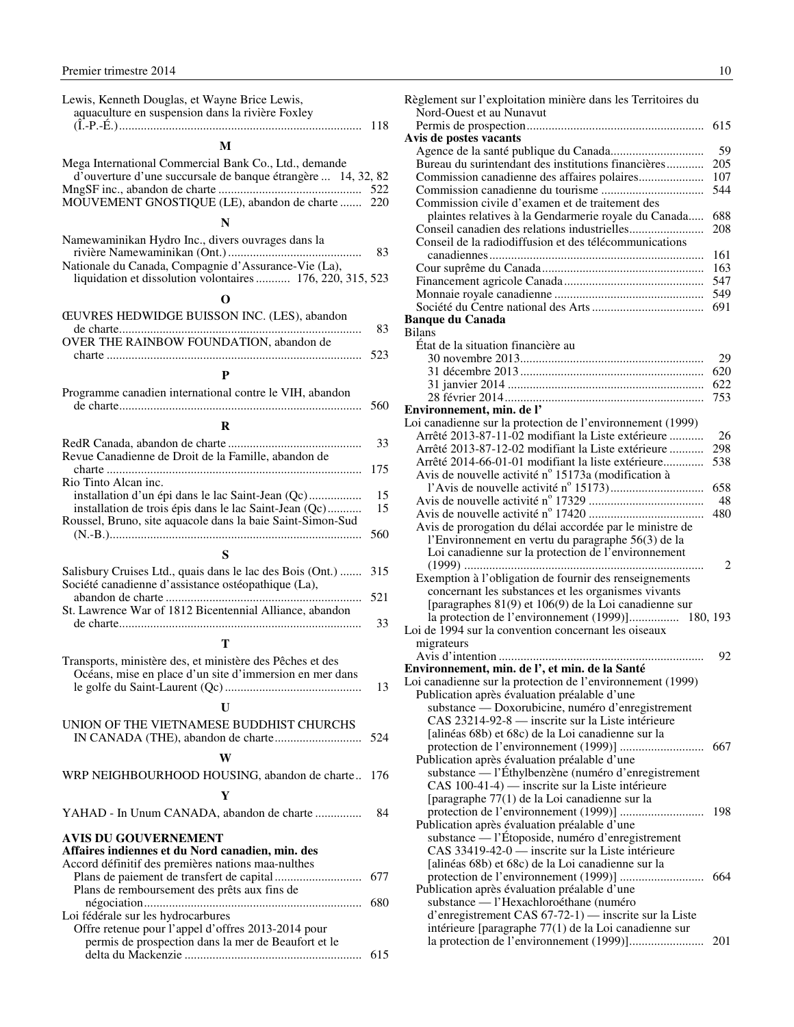Lewis, Kenneth Douglas, et Wayne Brice Lewis, aquaculture en suspension dans la rivière Foxley (Î.-P.-É.) ... 118

### M

Mega International Commercial Bank Co., Ltd., demande d'ouverture d'une succursale de banque étrangère ... 14, 32, 82

MngSF inc., abandon de charte ... 522

MOUVEMENT GNOSTIQUE (LE), abandon de charte ... 220

### N

Namewaminikan Hydro Inc., divers ouvrages dans la rivière Namewaminikan (Ont.) ... 83

Nationale du Canada, Compagnie d'Assurance-Vie (La), liquidation et dissolution volontaires ... 176, 220, 315, 523

### O

ŒUVRES HEDWIDGE BUISSON INC. (LES), abandon de charte ... 83

OVER THE RAINBOW FOUNDATION, abandon de charte ... 523

### P

Programme canadien international contre le VIH, abandon de charte ... 560

### R

RedR Canada, abandon de charte ... 33

Revue Canadienne de Droit de la Famille, abandon de charte ... 175

Rio Tinto Alcan inc.
- installation d'un épi dans le lac Saint-Jean (Qc) ... 15
- installation de trois épis dans le lac Saint-Jean (Qc) ... 15

Roussel, Bruno, site aquacole dans la baie Saint-Simon-Sud (N.-B.) ... 560

### S

Salisbury Cruises Ltd., quais dans le lac des Bois (Ont.) ... 315

Société canadienne d'assistance ostéopathique (La), abandon de charte ... 521

St. Lawrence War of 1812 Bicentennial Alliance, abandon de charte ... 33

### T

Transports, ministère des, et ministère des Pêches et des Océans, mise en place d'un site d'immersion en mer dans le golfe du Saint-Laurent (Qc) ... 13

### U

UNION OF THE VIETNAMESE BUDDHIST CHURCHS IN CANADA (THE), abandon de charte ... 524

### W

WRP NEIGHBOURHOOD HOUSING, abandon de charte ... 176

### Y

YAHAD - In Unum CANADA, abandon de charte ... 84

## AVIS DU GOUVERNEMENT

**Affaires indiennes et du Nord canadien, min. des**

Accord définitif des premières nations maa-nulthes
- Plans de paiement de transfert de capital ... 677
- Plans de remboursement des prêts aux fins de négociation ... 680

Loi fédérale sur les hydrocarbures
- Offre retenue pour l'appel d'offres 2013-2014 pour permis de prospection dans la mer de Beaufort et le delta du Mackenzie ... 615

Règlement sur l'exploitation minière dans les Territoires du Nord-Ouest et au Nunavut
- Permis de prospection ... 615

**Avis de postes vacants**
- Agence de la santé publique du Canada ... 59
- Bureau du surintendant des institutions financières ... 205
- Commission canadienne des affaires polaires ... 107
- Commission canadienne du tourisme ... 544
- Commission civile d'examen et de traitement des plaintes relatives à la Gendarmerie royale du Canada ... 688
- Conseil canadien des relations industrielles ... 208
- Conseil de la radiodiffusion et des télécommunications canadiennes ... 161
- Cour suprême du Canada ... 163
- Financement agricole Canada ... 547
- Monnaie royale canadienne ... 549
- Société du Centre national des Arts ... 691

**Banque du Canada**

Bilans
- État de la situation financière au
  - 30 novembre 2013 ... 29
  - 31 décembre 2013 ... 620
  - 31 janvier 2014 ... 622
  - 28 février 2014 ... 753

**Environnement, min. de l'**

Loi canadienne sur la protection de l'environnement (1999)
- Arrêté 2013-87-11-02 modifiant la Liste extérieure ... 26
- Arrêté 2013-87-12-02 modifiant la Liste extérieure ... 298
- Arrêté 2014-66-01-01 modifiant la liste extérieure ... 538
- Avis de nouvelle activité n[o] 15173a (modification à l'Avis de nouvelle activité n[o] 15173) ... 658
- Avis de nouvelle activité n[o] 17329 ... 48
- Avis de nouvelle activité n[o] 17420 ... 480
- Avis de prorogation du délai accordée par le ministre de l'Environnement en vertu du paragraphe 56(3) de la Loi canadienne sur la protection de l'environnement (1999) ... 2
- Exemption à l'obligation de fournir des renseignements concernant les substances et les organismes vivants [paragraphes 81(9) et 106(9) de la Loi canadienne sur la protection de l'environnement (1999)] ... 180, 193

Loi de 1994 sur la convention concernant les oiseaux migrateurs
- Avis d'intention ... 92

**Environnement, min. de l', et min. de la Santé**

Loi canadienne sur la protection de l'environnement (1999)
- Publication après évaluation préalable d'une substance — Doxorubicine, numéro d'enregistrement CAS 23214-92-8 — inscrite sur la Liste intérieure [alinéas 68b) et 68c) de la Loi canadienne sur la protection de l'environnement (1999)] ... 667
- Publication après évaluation préalable d'une substance — l'Éthylbenzène (numéro d'enregistrement CAS 100-41-4) — inscrite sur la Liste intérieure [paragraphe 77(1) de la Loi canadienne sur la protection de l'environnement (1999)] ... 198
- Publication après évaluation préalable d'une substance — l'Étoposide, numéro d'enregistrement CAS 33419-42-0 — inscrite sur la Liste intérieure [alinéas 68b) et 68c) de la Loi canadienne sur la protection de l'environnement (1999)] ... 664
- Publication après évaluation préalable d'une substance — l'Hexachloroéthane (numéro d'enregistrement CAS 67-72-1) — inscrite sur la Liste intérieure [paragraphe 77(1) de la Loi canadienne sur la protection de l'environnement (1999)] ... 201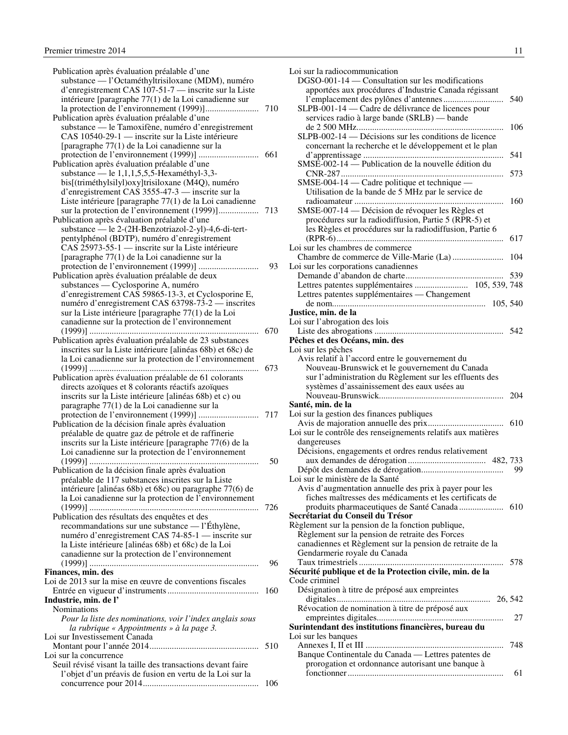Publication après évaluation préalable d'une substance — l'Octaméthyltrisiloxane (MDM), numéro d'enregistrement CAS 107-51-7 — inscrite sur la Liste intérieure [paragraphe 77(1) de la Loi canadienne sur la protection de l'environnement (1999)] ........................ 710

Publication après évaluation préalable d'une substance — le Tamoxifène, numéro d'enregistrement CAS 10540-29-1 — inscrite sur la Liste intérieure [paragraphe 77(1) de la Loi canadienne sur la protection de l'environnement (1999)] ........................... 661

Publication après évaluation préalable d'une substance — le 1,1,1,5,5,5-Hexaméthyl-3,3-bis[(triméthylsilyl)oxy]trisiloxane (M4Q), numéro d'enregistrement CAS 3555-47-3 — inscrite sur la Liste intérieure [paragraphe 77(1) de la Loi canadienne sur la protection de l'environnement (1999)].................. 713

Publication après évaluation préalable d'une substance — le 2-(2H-Benzotriazol-2-yl)-4,6-di-tert-pentylphénol (BDTP), numéro d'enregistrement CAS 25973-55-1 — inscrite sur la Liste intérieure [paragraphe 77(1) de la Loi canadienne sur la protection de l'environnement (1999)] ........................... 93

Publication après évaluation préalable de deux substances — Cyclosporine A, numéro d'enregistrement CAS 59865-13-3, et Cyclosporine E, numéro d'enregistrement CAS 63798-73-2 — inscrites sur la Liste intérieure [paragraphe 77(1) de la Loi canadienne sur la protection de l'environnement (1999)] ........................................................................... 670

Publication après évaluation préalable de 23 substances inscrites sur la Liste intérieure [alinéas 68b) et 68c) de la Loi canadienne sur la protection de l'environnement (1999)] ........................................................................... 673

Publication après évaluation préalable de 61 colorants directs azoïques et 8 colorants réactifs azoïques inscrits sur la Liste intérieure [alinéas 68b) et c) ou paragraphe 77(1) de la Loi canadienne sur la protection de l'environnement (1999)] ........................... 717

Publication de la décision finale après évaluation préalable de quatre gaz de pétrole et de raffinerie inscrits sur la Liste intérieure [paragraphe 77(6) de la Loi canadienne sur la protection de l'environnement (1999)] ........................................................................... 50

Publication de la décision finale après évaluation préalable de 117 substances inscrites sur la Liste intérieure [alinéas 68b) et 68c) ou paragraphe 77(6) de la Loi canadienne sur la protection de l'environnement (1999)] ........................................................................... 726

Publication des résultats des enquêtes et des recommandations sur une substance — l'Éthylène, numéro d'enregistrement CAS 74-85-1 — inscrite sur la Liste intérieure [alinéas 68b) et 68c) de la Loi canadienne sur la protection de l'environnement (1999)] ........................................................................... 96

**Finances, min. des**

Loi de 2013 sur la mise en œuvre de conventions fiscales

Entrée en vigueur d'instruments ......................................... 160

**Industrie, min. de l'**

Nominations

*Pour la liste des nominations, voir l'index anglais sous la rubrique « Appointments » à la page 3.*

Loi sur Investissement Canada

Montant pour l'année 2014................................................. 510

Loi sur la concurrence

Seuil révisé visant la taille des transactions devant faire l'objet d'un préavis de fusion en vertu de la Loi sur la concurrence pour 2014.................................................... 106

Loi sur la radiocommunication

DGSO-001-14 — Consultation sur les modifications apportées aux procédures d'Industrie Canada régissant l'emplacement des pylônes d'antennes ........................... 540

SLPB-001-14 — Cadre de délivrance de licences pour services radio à large bande (SRLB) — bande de 2 500 MHz.................................................................. 106

SLPB-002-14 — Décisions sur les conditions de licence concernant la recherche et le développement et le plan d'apprentissage ............................................................... 541

SMSE-002-14 — Publication de la nouvelle édition du CNR-287 ......................................................................... 573

SMSE-004-14 — Cadre politique et technique — Utilisation de la bande de 5 MHz par le service de radioamateur .................................................................. 160

SMSE-007-14 — Décision de révoquer les Règles et procédures sur la radiodiffusion, Partie 5 (RPR-5) et les Règles et procédures sur la radiodiffusion, Partie 6 (RPR-6)........................................................................... 617

Loi sur les chambres de commerce

Chambre de commerce de Ville-Marie (La) ....................... 104

Loi sur les corporations canadiennes

Demande d'abandon de charte............................................ 539

Lettres patentes supplémentaires ........................ 105, 539, 748

Lettres patentes supplémentaires — Changement de nom..................................................................... 105, 540

**Justice, min. de la**

Loi sur l'abrogation des lois

Liste des abrogations .......................................................... 542

**Pêches et des Océans, min. des**

Loi sur les pêches

Avis relatif à l'accord entre le gouvernement du Nouveau-Brunswick et le gouvernement du Canada sur l'administration du Règlement sur les effluents des systèmes d'assainissement des eaux usées au Nouveau-Brunswick........................................................ 204

**Santé, min. de la**

Loi sur la gestion des finances publiques

Avis de majoration annuelle des prix.................................. 610

Loi sur le contrôle des renseignements relatifs aux matières dangereuses

Décisions, engagements et ordres rendus relativement aux demandes de dérogation .................................. 482, 733

Dépôt des demandes de dérogation.................................... 99

Loi sur le ministère de la Santé

Avis d'augmentation annuelle des prix à payer pour les fiches maîtresses des médicaments et les certificats de produits pharmaceutiques de Santé Canada ................... 610

**Secrétariat du Conseil du Trésor**

Règlement sur la pension de la fonction publique, Règlement sur la pension de retraite des Forces canadiennes et Règlement sur la pension de retraite de la Gendarmerie royale du Canada

Taux trimestriels ................................................................. 578

**Sécurité publique et de la Protection civile, min. de la**

Code criminel

Désignation à titre de préposé aux empreintes digitales..................................................................... 26, 542

Révocation de nomination à titre de préposé aux empreintes digitales......................................................... 27

**Surintendant des institutions financières, bureau du**

Loi sur les banques

Annexes I, II et III .............................................................. 748

Banque Continentale du Canada — Lettres patentes de prorogation et ordonnance autorisant une banque à fonctionner ...................................................................... 61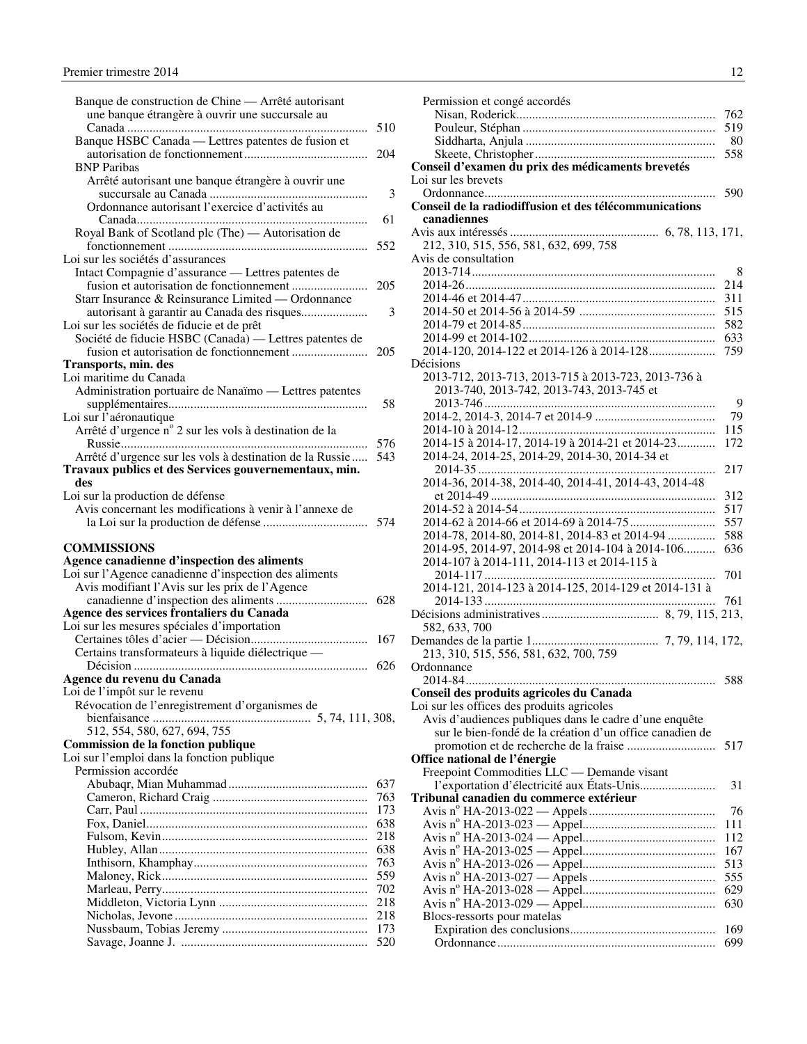Banque de construction de Chine — Arrêté autorisant une banque étrangère à ouvrir une succursale au Canada ........ 510
Banque HSBC Canada — Lettres patentes de fusion et autorisation de fonctionnement ........ 204
BNP Paribas
Arrêté autorisant une banque étrangère à ouvrir une succursale au Canada ........ 3
Ordonnance autorisant l'exercice d'activités au Canada ........ 61
Royal Bank of Scotland plc (The) — Autorisation de fonctionnement ........ 552
Loi sur les sociétés d'assurances
Intact Compagnie d'assurance — Lettres patentes de fusion et autorisation de fonctionnement ........ 205
Starr Insurance & Reinsurance Limited — Ordonnance autorisant à garantir au Canada des risques ........ 3
Loi sur les sociétés de fiducie et de prêt
Société de fiducie HSBC (Canada) — Lettres patentes de fusion et autorisation de fonctionnement ........ 205

**Transports, min. des**
Loi maritime du Canada
Administration portuaire de Nanaïmo — Lettres patentes supplémentaires ........ 58
Loi sur l'aéronautique
Arrêté d'urgence n° 2 sur les vols à destination de la Russie ........ 576
Arrêté d'urgence sur les vols à destination de la Russie ........ 543

**Travaux publics et des Services gouvernementaux, min. des**
Loi sur la production de défense
Avis concernant les modifications à venir à l'annexe de la Loi sur la production de défense ........ 574

**COMMISSIONS**

**Agence canadienne d'inspection des aliments**
Loi sur l'Agence canadienne d'inspection des aliments
Avis modifiant l'Avis sur les prix de l'Agence canadienne d'inspection des aliments ........ 628

**Agence des services frontaliers du Canada**
Loi sur les mesures spéciales d'importation
Certaines tôles d'acier — Décision ........ 167
Certains transformateurs à liquide diélectrique — Décision ........ 626

**Agence du revenu du Canada**
Loi de l'impôt sur le revenu
Révocation de l'enregistrement d'organismes de bienfaisance ........ 5, 74, 111, 308, 512, 554, 580, 627, 694, 755

**Commission de la fonction publique**
Loi sur l'emploi dans la fonction publique
Permission accordée
Abubaqr, Mian Muhammad ........ 637
Cameron, Richard Craig ........ 763
Carr, Paul ........ 173
Fox, Daniel ........ 638
Fulsom, Kevin ........ 218
Hubley, Allan ........ 638
Inthisorn, Khamphay ........ 763
Maloney, Rick ........ 559
Marleau, Perry ........ 702
Middleton, Victoria Lynn ........ 218
Nicholas, Jevone ........ 218
Nussbaum, Tobias Jeremy ........ 173
Savage, Joanne J. ........ 520
Permission et congé accordés
Nisan, Roderick ........ 762
Pouleur, Stéphan ........ 519
Siddharta, Anjula ........ 80
Skeete, Christopher ........ 558

**Conseil d'examen du prix des médicaments brevetés**
Loi sur les brevets
Ordonnance ........ 590

**Conseil de la radiodiffusion et des télécommunications canadiennes**
Avis aux intéressés ........ 6, 78, 113, 171, 212, 310, 515, 556, 581, 632, 699, 758
Avis de consultation
2013-714 ........ 8
2014-26 ........ 214
2014-46 et 2014-47 ........ 311
2014-50 et 2014-56 à 2014-59 ........ 515
2014-79 et 2014-85 ........ 582
2014-99 et 2014-102 ........ 633
2014-120, 2014-122 et 2014-126 à 2014-128 ........ 759
Décisions
2013-712, 2013-713, 2013-715 à 2013-723, 2013-736 à 2013-740, 2013-742, 2013-743, 2013-745 et 2013-746 ........ 9
2014-2, 2014-3, 2014-7 et 2014-9 ........ 79
2014-10 à 2014-12 ........ 115
2014-15 à 2014-17, 2014-19 à 2014-21 et 2014-23 ........ 172
2014-24, 2014-25, 2014-29, 2014-30, 2014-34 et 2014-35 ........ 217
2014-36, 2014-38, 2014-40, 2014-41, 2014-43, 2014-48 et 2014-49 ........ 312
2014-52 à 2014-54 ........ 517
2014-62 à 2014-66 et 2014-69 à 2014-75 ........ 557
2014-78, 2014-80, 2014-81, 2014-83 et 2014-94 ........ 588
2014-95, 2014-97, 2014-98 et 2014-104 à 2014-106 ........ 636
2014-107 à 2014-111, 2014-113 et 2014-115 à 2014-117 ........ 701
2014-121, 2014-123 à 2014-125, 2014-129 et 2014-131 à 2014-133 ........ 761
Décisions administratives ........ 8, 79, 115, 213, 582, 633, 700
Demandes de la partie 1 ........ 7, 79, 114, 172, 213, 310, 515, 556, 581, 632, 700, 759
Ordonnance
2014-84 ........ 588

**Conseil des produits agricoles du Canada**
Loi sur les offices des produits agricoles
Avis d'audiences publiques dans le cadre d'une enquête sur le bien-fondé de la création d'un office canadien de promotion et de recherche de la fraise ........ 517

**Office national de l'énergie**
Freepoint Commodities LLC — Demande visant l'exportation d'électricité aux États-Unis ........ 31

**Tribunal canadien du commerce extérieur**
Avis n° HA-2013-022 — Appels ........ 76
Avis n° HA-2013-023 — Appel ........ 111
Avis n° HA-2013-024 — Appel ........ 112
Avis n° HA-2013-025 — Appel ........ 167
Avis n° HA-2013-026 — Appel ........ 513
Avis n° HA-2013-027 — Appels ........ 555
Avis n° HA-2013-028 — Appel ........ 629
Avis n° HA-2013-029 — Appel ........ 630
Blocs-ressorts pour matelas
Expiration des conclusions ........ 169
Ordonnance ........ 699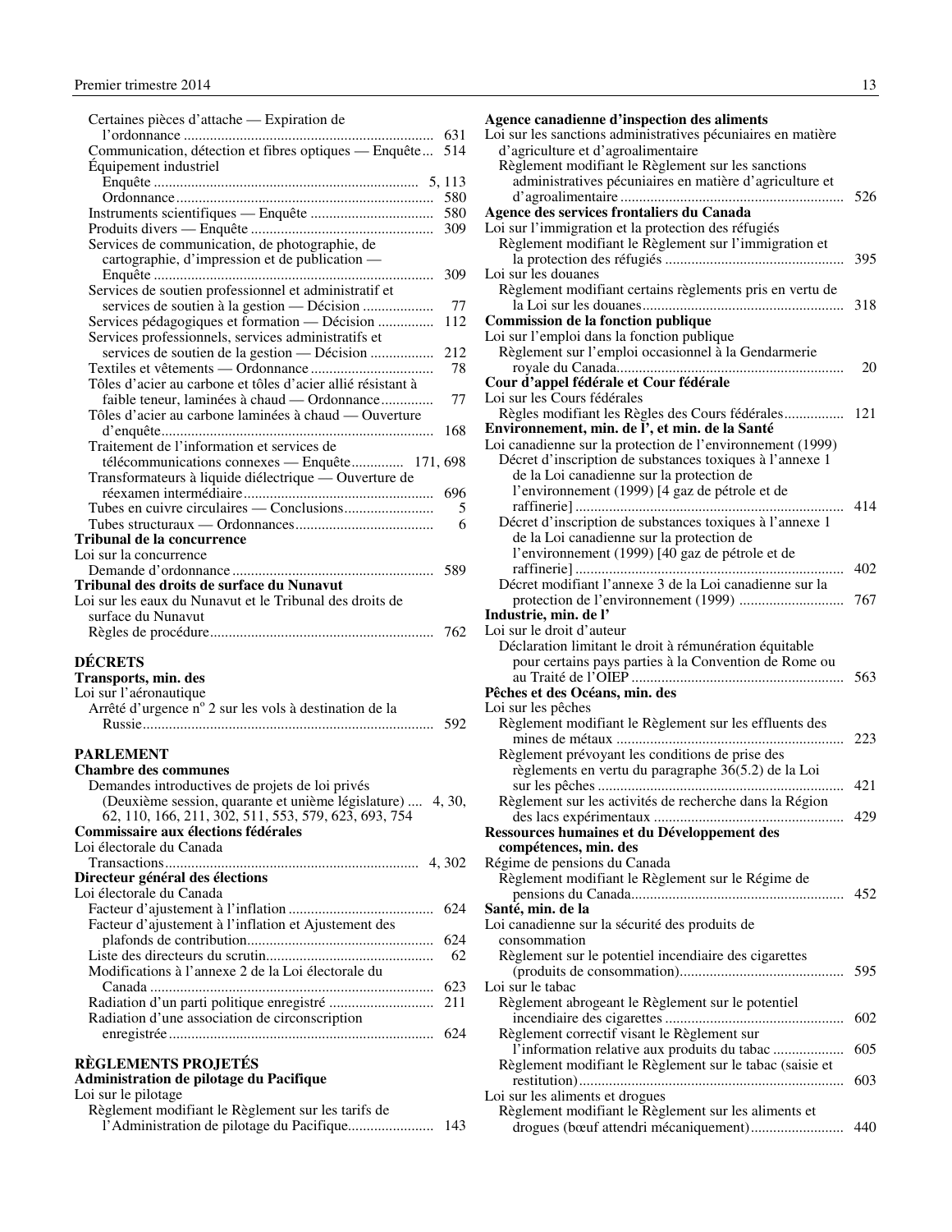Certaines pièces d'attache — Expiration de l'ordonnance ... 631
Communication, détection et fibres optiques — Enquête ... 514
Équipement industriel
Enquête ... 5, 113
Ordonnance ... 580
Instruments scientifiques — Enquête ... 580
Produits divers — Enquête ... 309
Services de communication, de photographie, de cartographie, d'impression et de publication — Enquête ... 309
Services de soutien professionnel et administratif et services de soutien à la gestion — Décision ... 77
Services pédagogiques et formation — Décision ... 112
Services professionnels, services administratifs et services de soutien de la gestion — Décision ... 212
Textiles et vêtements — Ordonnance ... 78
Tôles d'acier au carbone et tôles d'acier allié résistant à faible teneur, laminées à chaud — Ordonnance ... 77
Tôles d'acier au carbone laminées à chaud — Ouverture d'enquête ... 168
Traitement de l'information et services de télécommunications connexes — Enquête ... 171, 698
Transformateurs à liquide diélectrique — Ouverture de réexamen intermédiaire ... 696
Tubes en cuivre circulaires — Conclusions ... 5
Tubes structuraux — Ordonnances ... 6

**Tribunal de la concurrence**
Loi sur la concurrence
Demande d'ordonnance ... 589

**Tribunal des droits de surface du Nunavut**
Loi sur les eaux du Nunavut et le Tribunal des droits de surface du Nunavut
Règles de procédure ... 762

## DÉCRETS

**Transports, min. des**
Loi sur l'aéronautique
Arrêté d'urgence n° 2 sur les vols à destination de la Russie ... 592

## PARLEMENT

**Chambre des communes**
Demandes introductives de projets de loi privés (Deuxième session, quarante et unième législature) ... 4, 30, 62, 110, 166, 211, 302, 511, 553, 579, 623, 693, 754

**Commissaire aux élections fédérales**
Loi électorale du Canada
Transactions ... 4, 302

**Directeur général des élections**
Loi électorale du Canada
Facteur d'ajustement à l'inflation ... 624
Facteur d'ajustement à l'inflation et Ajustement des plafonds de contribution ... 624
Liste des directeurs du scrutin ... 62
Modifications à l'annexe 2 de la Loi électorale du Canada ... 623
Radiation d'un parti politique enregistré ... 211
Radiation d'une association de circonscription enregistrée ... 624

## RÈGLEMENTS PROJETÉS

**Administration de pilotage du Pacifique**
Loi sur le pilotage
Règlement modifiant le Règlement sur les tarifs de l'Administration de pilotage du Pacifique ... 143

**Agence canadienne d'inspection des aliments**
Loi sur les sanctions administratives pécuniaires en matière d'agriculture et d'agroalimentaire
Règlement modifiant le Règlement sur les sanctions administratives pécuniaires en matière d'agriculture et d'agroalimentaire ... 526

**Agence des services frontaliers du Canada**
Loi sur l'immigration et la protection des réfugiés
Règlement modifiant le Règlement sur l'immigration et la protection des réfugiés ... 395
Loi sur les douanes
Règlement modifiant certains règlements pris en vertu de la Loi sur les douanes ... 318

**Commission de la fonction publique**
Loi sur l'emploi dans la fonction publique
Règlement sur l'emploi occasionnel à la Gendarmerie royale du Canada ... 20

**Cour d'appel fédérale et Cour fédérale**
Loi sur les Cours fédérales
Règles modifiant les Règles des Cours fédérales ... 121

**Environnement, min. de l', et min. de la Santé**
Loi canadienne sur la protection de l'environnement (1999)
Décret d'inscription de substances toxiques à l'annexe 1 de la Loi canadienne sur la protection de l'environnement (1999) [4 gaz de pétrole et de raffinerie] ... 414
Décret d'inscription de substances toxiques à l'annexe 1 de la Loi canadienne sur la protection de l'environnement (1999) [40 gaz de pétrole et de raffinerie] ... 402
Décret modifiant l'annexe 3 de la Loi canadienne sur la protection de l'environnement (1999) ... 767

**Industrie, min. de l'**
Loi sur le droit d'auteur
Déclaration limitant le droit à rémunération équitable pour certains pays parties à la Convention de Rome ou au Traité de l'OIEP ... 563

**Pêches et des Océans, min. des**
Loi sur les pêches
Règlement modifiant le Règlement sur les effluents des mines de métaux ... 223
Règlement prévoyant les conditions de prise des règlements en vertu du paragraphe 36(5.2) de la Loi sur les pêches ... 421
Règlement sur les activités de recherche dans la Région des lacs expérimentaux ... 429

**Ressources humaines et du Développement des compétences, min. des**
Régime de pensions du Canada
Règlement modifiant le Règlement sur le Régime de pensions du Canada ... 452

**Santé, min. de la**
Loi canadienne sur la sécurité des produits de consommation
Règlement sur le potentiel incendiaire des cigarettes (produits de consommation) ... 595
Loi sur le tabac
Règlement abrogeant le Règlement sur le potentiel incendiaire des cigarettes ... 602
Règlement correctif visant le Règlement sur l'information relative aux produits du tabac ... 605
Règlement modifiant le Règlement sur le tabac (saisie et restitution) ... 603
Loi sur les aliments et drogues
Règlement modifiant le Règlement sur les aliments et drogues (bœuf attendri mécaniquement) ... 440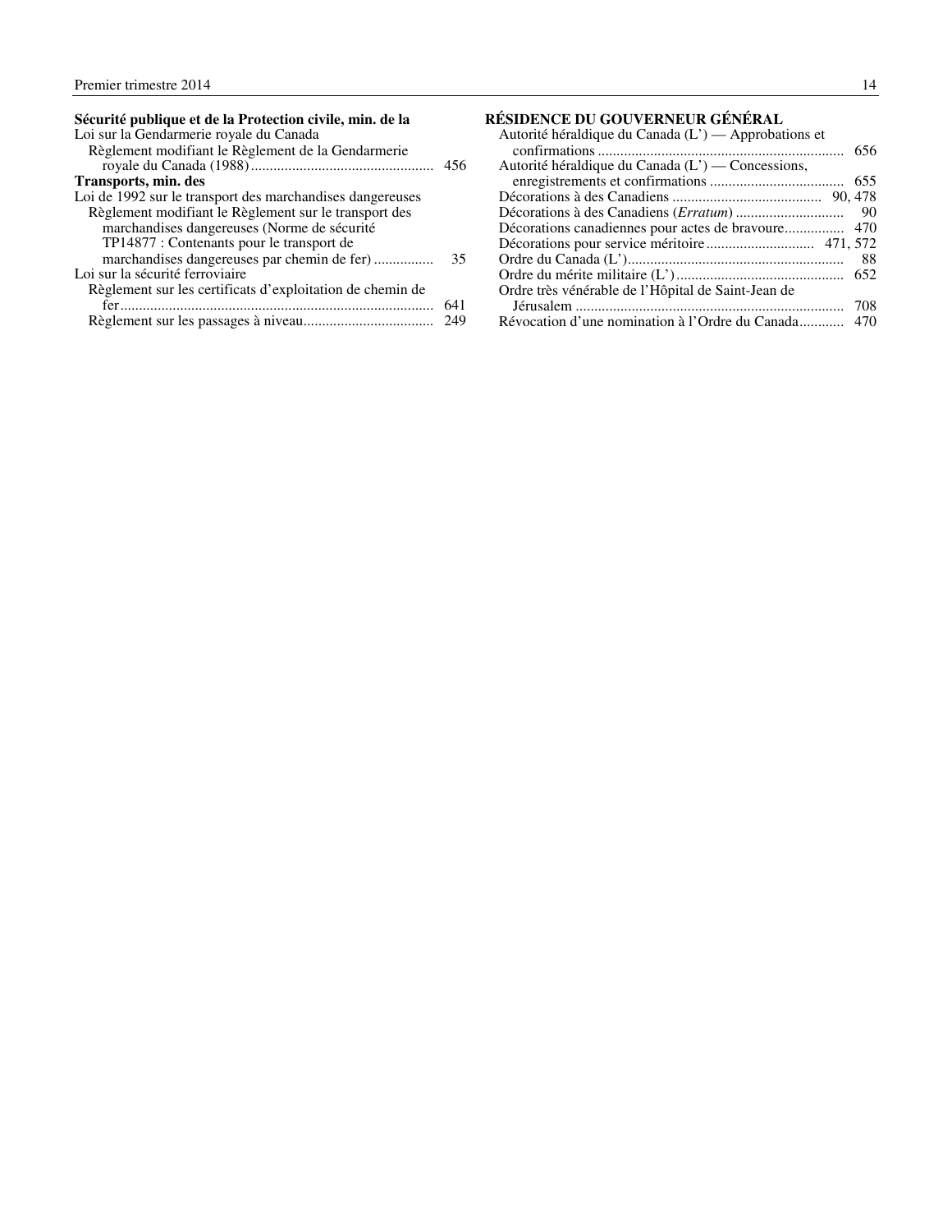**Sécurité publique et de la Protection civile, min. de la**

Loi sur la Gendarmerie royale du Canada

Règlement modifiant le Règlement de la Gendarmerie royale du Canada (1988) ................................................ 456

**Transports, min. des**

Loi de 1992 sur le transport des marchandises dangereuses

Règlement modifiant le Règlement sur le transport des marchandises dangereuses (Norme de sécurité TP14877 : Contenants pour le transport de marchandises dangereuses par chemin de fer) ............... 35

Loi sur la sécurité ferroviaire

Règlement sur les certificats d'exploitation de chemin de fer ................................................................................... 641

Règlement sur les passages à niveau.................................. 249

**RÉSIDENCE DU GOUVERNEUR GÉNÉRAL**

Autorité héraldique du Canada (L') — Approbations et confirmations ................................................................. 656

Autorité héraldique du Canada (L') — Concessions, enregistrements et confirmations .................................... 655

Décorations à des Canadiens ....................................... 90, 478

Décorations à des Canadiens (*Erratum*) ............................ 90

Décorations canadiennes pour actes de bravoure................ 470

Décorations pour service méritoire............................ 471, 572

Ordre du Canada (L')......................................................... 88

Ordre du mérite militaire (L')............................................ 652

Ordre très vénérable de l'Hôpital de Saint-Jean de Jérusalem ....................................................................... 708

Révocation d'une nomination à l'Ordre du Canada............ 470